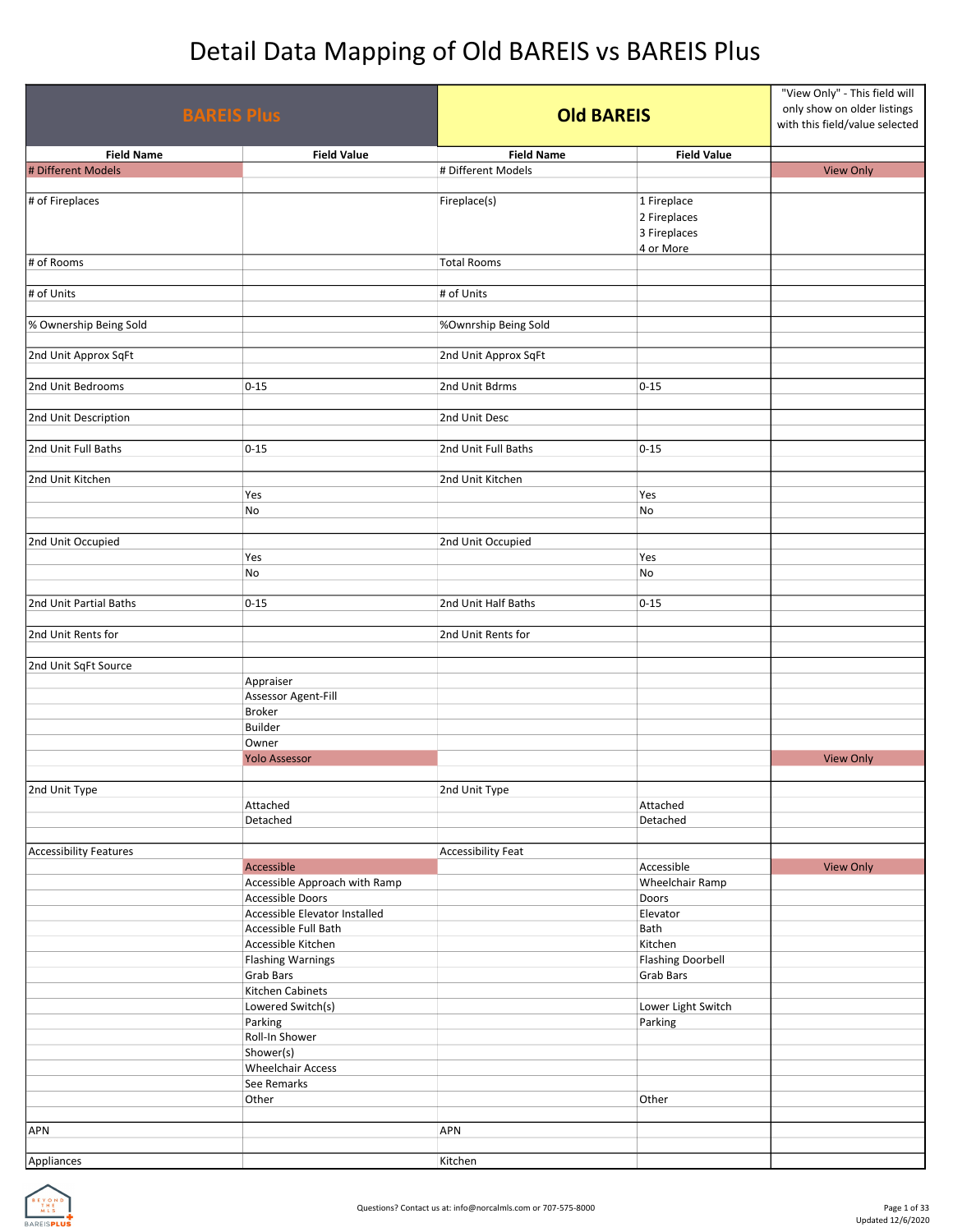# Detail Data Mapping of Old BAREIS vs BAREIS Plus

| BAREIS Plus | | Old BAREIS | | "View Only" - This field will only show on older listings with this field/value selected |
|---|---|---|---|---|
| **Field Name** | **Field Value** | **Field Name** | **Field Value** | |
| # Different Models | | # Different Models | | View Only |
| # of Fireplaces | | Fireplace(s) | 1 Fireplace | |
| | | | 2 Fireplaces | |
| | | | 3 Fireplaces | |
| | | | 4 or More | |
| # of Rooms | | Total Rooms | | |
| # of Units | | # of Units | | |
| % Ownership Being Sold | | %Ownrship Being Sold | | |
| 2nd Unit Approx SqFt | | 2nd Unit Approx SqFt | | |
| 2nd Unit Bedrooms | 0-15 | 2nd Unit Bdrms | 0-15 | |
| 2nd Unit Description | | 2nd Unit Desc | | |
| 2nd Unit Full Baths | 0-15 | 2nd Unit Full Baths | 0-15 | |
| 2nd Unit Kitchen | | 2nd Unit Kitchen | | |
| | Yes | | Yes | |
| | No | | No | |
| 2nd Unit Occupied | | 2nd Unit Occupied | | |
| | Yes | | Yes | |
| | No | | No | |
| 2nd Unit Partial Baths | 0-15 | 2nd Unit Half Baths | 0-15 | |
| 2nd Unit Rents for | | 2nd Unit Rents for | | |
| 2nd Unit SqFt Source | | | | |
| | Appraiser | | | |
| | Assessor Agent-Fill | | | |
| | Broker | | | |
| | Builder | | | |
| | Owner | | | |
| | Yolo Assessor | | | View Only |
| 2nd Unit Type | | 2nd Unit Type | | |
| | Attached | | Attached | |
| | Detached | | Detached | |
| Accessibility Features | | Accessibility Feat | | |
| | Accessible | | Accessible | View Only |
| | Accessible Approach with Ramp | | Wheelchair Ramp | |
| | Accessible Doors | | Doors | |
| | Accessible Elevator Installed | | Elevator | |
| | Accessible Full Bath | | Bath | |
| | Accessible Kitchen | | Kitchen | |
| | Flashing Warnings | | Flashing Doorbell | |
| | Grab Bars | | Grab Bars | |
| | Kitchen Cabinets | | | |
| | Lowered Switch(s) | | Lower Light Switch | |
| | Parking | | Parking | |
| | Roll-In Shower | | | |
| | Shower(s) | | | |
| | Wheelchair Access | | | |
| | See Remarks | | | |
| | Other | | Other | |
| APN | | APN | | |
| Appliances | | Kitchen | | |

Questions? Contact us at: info@norcalmls.com or 707-575-8000

Updated 12/6/2020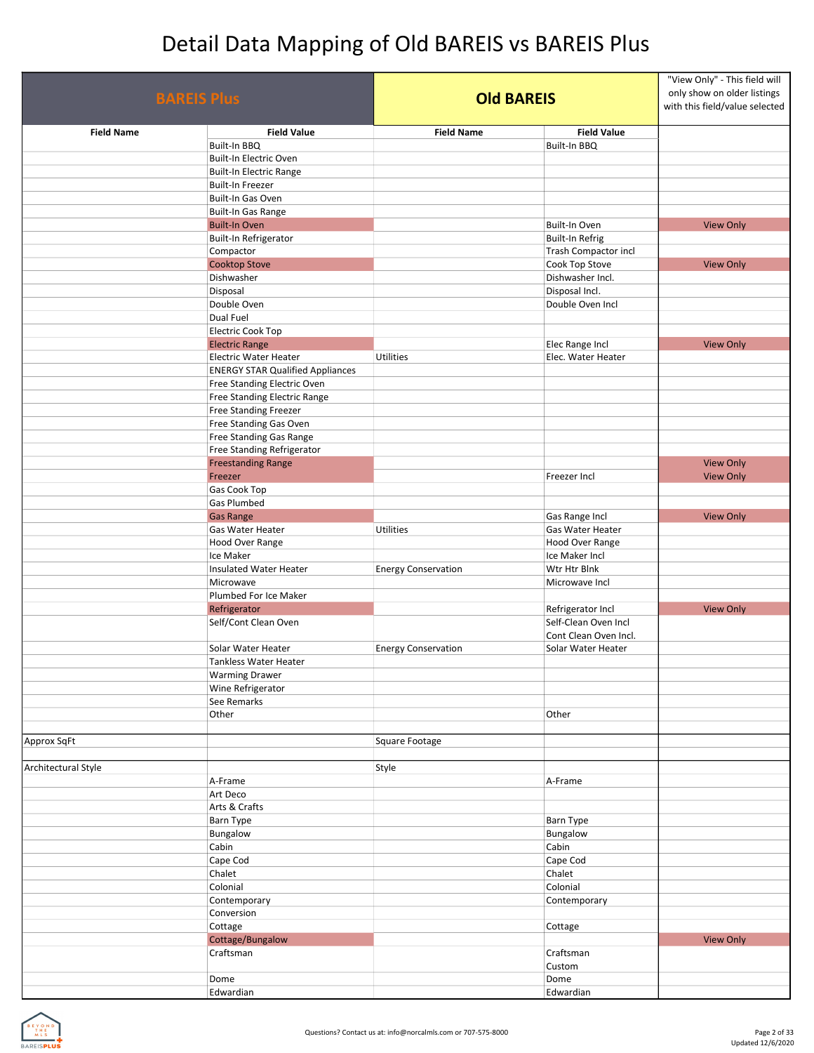# Detail Data Mapping of Old BAREIS vs BAREIS Plus

| BAREIS Plus | | Old BAREIS | | "View Only" - This field will only show on older listings with this field/value selected |
|---|---|---|---|---|
| **Field Name** | **Field Value** | **Field Name** | **Field Value** | |
| | Built-In BBQ | | Built-In BBQ | |
| | Built-In Electric Oven | | | |
| | Built-In Electric Range | | | |
| | Built-In Freezer | | | |
| | Built-In Gas Oven | | | |
| | Built-In Gas Range | | | |
| | Built-In Oven | | Built-In Oven | View Only |
| | Built-In Refrigerator | | Built-In Refrig | |
| | Compactor | | Trash Compactor incl | |
| | Cooktop Stove | | Cook Top Stove | View Only |
| | Dishwasher | | Dishwasher Incl. | |
| | Disposal | | Disposal Incl. | |
| | Double Oven | | Double Oven Incl | |
| | Dual Fuel | | | |
| | Electric Cook Top | | | |
| | Electric Range | | Elec Range Incl | View Only |
| | Electric Water Heater | Utilities | Elec. Water Heater | |
| | ENERGY STAR Qualified Appliances | | | |
| | Free Standing Electric Oven | | | |
| | Free Standing Electric Range | | | |
| | Free Standing Freezer | | | |
| | Free Standing Gas Oven | | | |
| | Free Standing Gas Range | | | |
| | Free Standing Refrigerator | | | |
| | Freestanding Range | | | View Only |
| | Freezer | | Freezer Incl | View Only |
| | Gas Cook Top | | | |
| | Gas Plumbed | | | |
| | Gas Range | | Gas Range Incl | View Only |
| | Gas Water Heater | Utilities | Gas Water Heater | |
| | Hood Over Range | | Hood Over Range | |
| | Ice Maker | | Ice Maker Incl | |
| | Insulated Water Heater | Energy Conservation | Wtr Htr Blnk | |
| | Microwave | | Microwave Incl | |
| | Plumbed For Ice Maker | | | |
| | Refrigerator | | Refrigerator Incl | View Only |
| | Self/Cont Clean Oven | | Self-Clean Oven Incl<br>Cont Clean Oven Incl. | |
| | Solar Water Heater | Energy Conservation | Solar Water Heater | |
| | Tankless Water Heater | | | |
| | Warming Drawer | | | |
| | Wine Refrigerator | | | |
| | See Remarks | | | |
| | Other | | Other | |
| | | | | |
| Approx SqFt | | Square Footage | | |
| | | | | |
| Architectural Style | | Style | | |
| | A-Frame | | A-Frame | |
| | Art Deco | | | |
| | Arts & Crafts | | | |
| | Barn Type | | Barn Type | |
| | Bungalow | | Bungalow | |
| | Cabin | | Cabin | |
| | Cape Cod | | Cape Cod | |
| | Chalet | | Chalet | |
| | Colonial | | Colonial | |
| | Contemporary | | Contemporary | |
| | Conversion | | | |
| | Cottage | | Cottage | |
| | Cottage/Bungalow | | | View Only |
| | Craftsman | | Craftsman<br>Custom | |
| | Dome | | Dome | |
| | Edwardian | | Edwardian | |

Questions? Contact us at: info@norcalmls.com or 707-575-8000

Updated 12/6/2020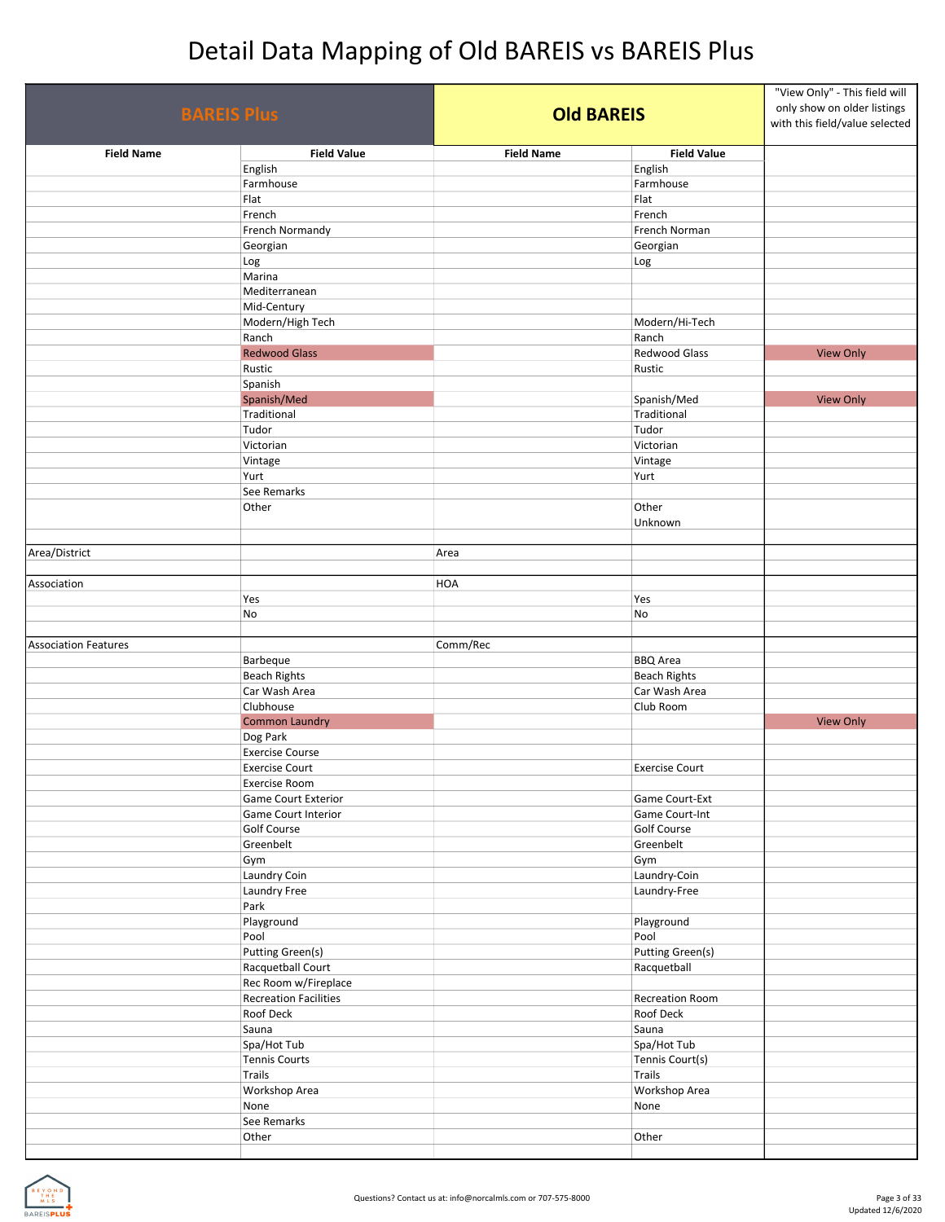# Detail Data Mapping of Old BAREIS vs BAREIS Plus

| BAREIS Plus | | Old BAREIS | | "View Only" - This field will only show on older listings with this field/value selected |
|---|---|---|---|---|
| **Field Name** | **Field Value** | **Field Name** | **Field Value** | |
| | English | | English | |
| | Farmhouse | | Farmhouse | |
| | Flat | | Flat | |
| | French | | French | |
| | French Normandy | | French Norman | |
| | Georgian | | Georgian | |
| | Log | | Log | |
| | Marina | | | |
| | Mediterranean | | | |
| | Mid-Century | | | |
| | Modern/High Tech | | Modern/Hi-Tech | |
| | Ranch | | Ranch | |
| | Redwood Glass | | Redwood Glass | View Only |
| | Rustic | | Rustic | |
| | Spanish | | | |
| | Spanish/Med | | Spanish/Med | View Only |
| | Traditional | | Traditional | |
| | Tudor | | Tudor | |
| | Victorian | | Victorian | |
| | Vintage | | Vintage | |
| | Yurt | | Yurt | |
| | See Remarks | | | |
| | Other | | Other | |
| | | | Unknown | |
| | | | | |
| Area/District | | Area | | |
| | | | | |
| Association | | HOA | | |
| | Yes | | Yes | |
| | No | | No | |
| | | | | |
| Association Features | | Comm/Rec | | |
| | Barbeque | | BBQ Area | |
| | Beach Rights | | Beach Rights | |
| | Car Wash Area | | Car Wash Area | |
| | Clubhouse | | Club Room | |
| | Common Laundry | | | View Only |
| | Dog Park | | | |
| | Exercise Course | | | |
| | Exercise Court | | Exercise Court | |
| | Exercise Room | | | |
| | Game Court Exterior | | Game Court-Ext | |
| | Game Court Interior | | Game Court-Int | |
| | Golf Course | | Golf Course | |
| | Greenbelt | | Greenbelt | |
| | Gym | | Gym | |
| | Laundry Coin | | Laundry-Coin | |
| | Laundry Free | | Laundry-Free | |
| | Park | | | |
| | Playground | | Playground | |
| | Pool | | Pool | |
| | Putting Green(s) | | Putting Green(s) | |
| | Racquetball Court | | Racquetball | |
| | Rec Room w/Fireplace | | | |
| | Recreation Facilities | | Recreation Room | |
| | Roof Deck | | Roof Deck | |
| | Sauna | | Sauna | |
| | Spa/Hot Tub | | Spa/Hot Tub | |
| | Tennis Courts | | Tennis Court(s) | |
| | Trails | | Trails | |
| | Workshop Area | | Workshop Area | |
| | None | | None | |
| | See Remarks | | | |
| | Other | | Other | |

Questions? Contact us at: info@norcalmls.com or 707-575-8000

Updated 12/6/2020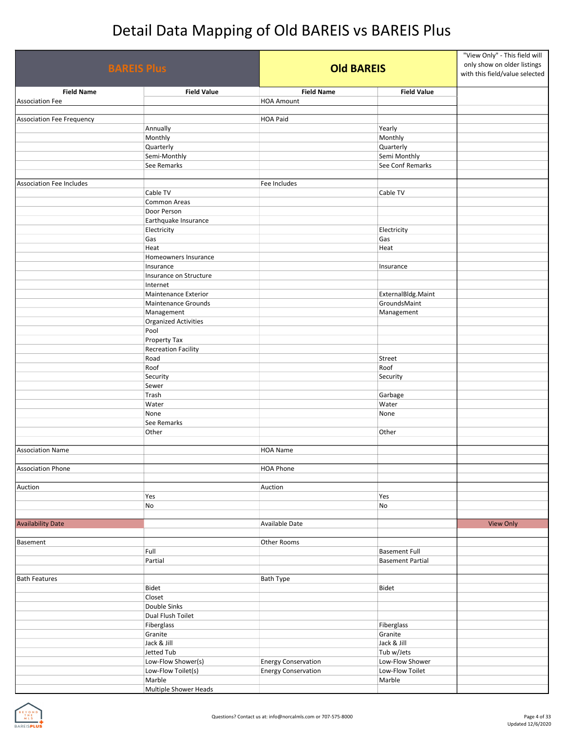# Detail Data Mapping of Old BAREIS vs BAREIS Plus

| BAREIS Plus | | Old BAREIS | | "View Only" - This field will only show on older listings with this field/value selected |
|---|---|---|---|---|
| **Field Name** | **Field Value** | **Field Name** | **Field Value** | |
| Association Fee | | HOA Amount | | |
| | | | | |
| Association Fee Frequency | | HOA Paid | | |
| | Annually | | Yearly | |
| | Monthly | | Monthly | |
| | Quarterly | | Quarterly | |
| | Semi-Monthly | | Semi Monthly | |
| | See Remarks | | See Conf Remarks | |
| | | | | |
| Association Fee Includes | | Fee Includes | | |
| | Cable TV | | Cable TV | |
| | Common Areas | | | |
| | Door Person | | | |
| | Earthquake Insurance | | | |
| | Electricity | | Electricity | |
| | Gas | | Gas | |
| | Heat | | Heat | |
| | Homeowners Insurance | | | |
| | Insurance | | Insurance | |
| | Insurance on Structure | | | |
| | Internet | | | |
| | Maintenance Exterior | | ExternalBldg.Maint | |
| | Maintenance Grounds | | GroundsMaint | |
| | Management | | Management | |
| | Organized Activities | | | |
| | Pool | | | |
| | Property Tax | | | |
| | Recreation Facility | | | |
| | Road | | Street | |
| | Roof | | Roof | |
| | Security | | Security | |
| | Sewer | | | |
| | Trash | | Garbage | |
| | Water | | Water | |
| | None | | None | |
| | See Remarks | | | |
| | Other | | Other | |
| | | | | |
| Association Name | | HOA Name | | |
| | | | | |
| Association Phone | | HOA Phone | | |
| | | | | |
| Auction | | Auction | | |
| | Yes | | Yes | |
| | No | | No | |
| | | | | |
| Availability Date | | Available Date | | View Only |
| | | | | |
| Basement | | Other Rooms | | |
| | Full | | Basement Full | |
| | Partial | | Basement Partial | |
| | | | | |
| Bath Features | | Bath Type | | |
| | Bidet | | Bidet | |
| | Closet | | | |
| | Double Sinks | | | |
| | Dual Flush Toilet | | | |
| | Fiberglass | | Fiberglass | |
| | Granite | | Granite | |
| | Jack & Jill | | Jack & Jill | |
| | Jetted Tub | | Tub w/Jets | |
| | Low-Flow Shower(s) | Energy Conservation | Low-Flow Shower | |
| | Low-Flow Toilet(s) | Energy Conservation | Low-Flow Toilet | |
| | Marble | | Marble | |
| | Multiple Shower Heads | | | |

Questions? Contact us at: info@norcalmls.com or 707-575-8000

Updated 12/6/2020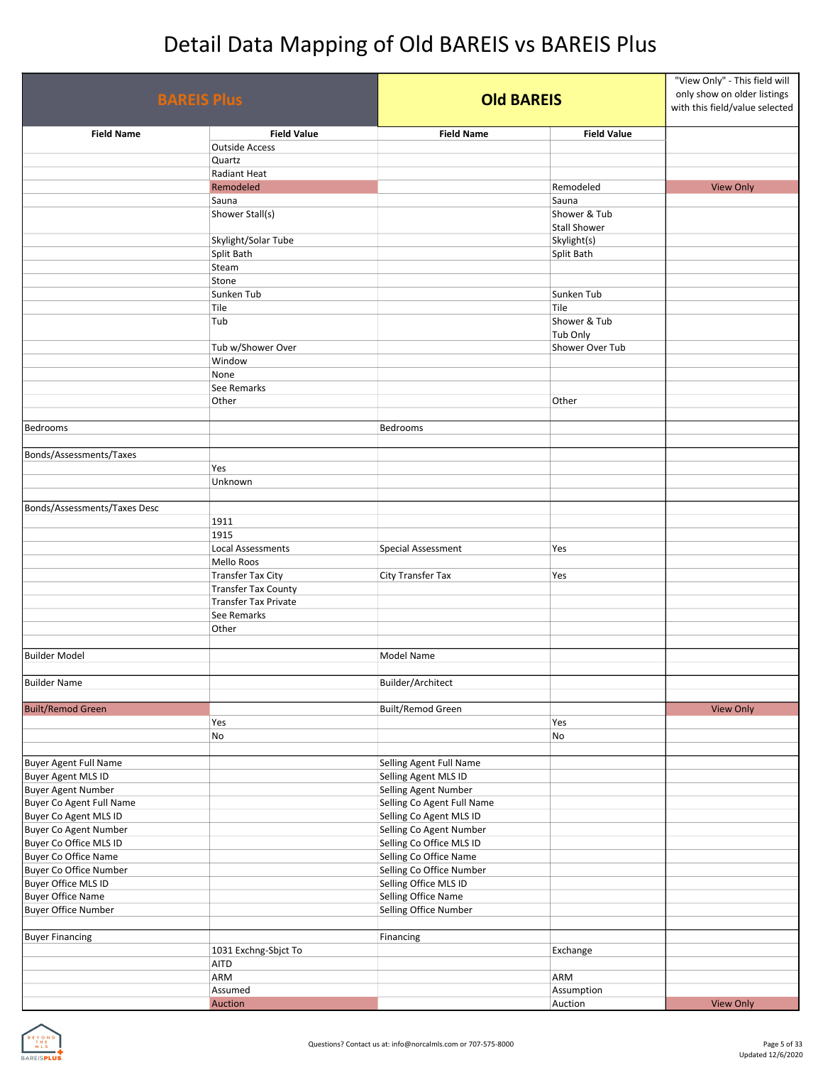# Detail Data Mapping of Old BAREIS vs BAREIS Plus

| BAREIS Plus | | Old BAREIS | | "View Only" - This field will only show on older listings with this field/value selected |
|---|---|---|---|---|
| **Field Name** | **Field Value** | **Field Name** | **Field Value** | |
| | Outside Access | | | |
| | Quartz | | | |
| | Radiant Heat | | | |
| | Remodeled | | Remodeled | View Only |
| | Sauna | | Sauna | |
| | Shower Stall(s) | | Shower & Tub<br>Stall Shower | |
| | Skylight/Solar Tube | | Skylight(s) | |
| | Split Bath | | Split Bath | |
| | Steam | | | |
| | Stone | | | |
| | Sunken Tub | | Sunken Tub | |
| | Tile | | Tile | |
| | Tub | | Shower & Tub<br>Tub Only | |
| | Tub w/Shower Over | | Shower Over Tub | |
| | Window | | | |
| | None | | | |
| | See Remarks | | | |
| | Other | | Other | |
| | | | | |
| Bedrooms | | Bedrooms | | |
| | | | | |
| Bonds/Assessments/Taxes | | | | |
| | Yes | | | |
| | Unknown | | | |
| | | | | |
| Bonds/Assessments/Taxes Desc | | | | |
| | 1911 | | | |
| | 1915 | | | |
| | Local Assessments | Special Assessment | Yes | |
| | Mello Roos | | | |
| | Transfer Tax City | City Transfer Tax | Yes | |
| | Transfer Tax County | | | |
| | Transfer Tax Private | | | |
| | See Remarks | | | |
| | Other | | | |
| | | | | |
| Builder Model | | Model Name | | |
| | | | | |
| Builder Name | | Builder/Architect | | |
| | | | | |
| Built/Remod Green | | Built/Remod Green | | View Only |
| | Yes | | Yes | |
| | No | | No | |
| | | | | |
| Buyer Agent Full Name | | Selling Agent Full Name | | |
| Buyer Agent MLS ID | | Selling Agent MLS ID | | |
| Buyer Agent Number | | Selling Agent Number | | |
| Buyer Co Agent Full Name | | Selling Co Agent Full Name | | |
| Buyer Co Agent MLS ID | | Selling Co Agent MLS ID | | |
| Buyer Co Agent Number | | Selling Co Agent Number | | |
| Buyer Co Office MLS ID | | Selling Co Office MLS ID | | |
| Buyer Co Office Name | | Selling Co Office Name | | |
| Buyer Co Office Number | | Selling Co Office Number | | |
| Buyer Office MLS ID | | Selling Office MLS ID | | |
| Buyer Office Name | | Selling Office Name | | |
| Buyer Office Number | | Selling Office Number | | |
| | | | | |
| Buyer Financing | | Financing | | |
| | 1031 Exchng-Sbjct To | | Exchange | |
| | AITD | | | |
| | ARM | | ARM | |
| | Assumed | | Assumption | |
| | Auction | | Auction | View Only |

Questions? Contact us at: info@norcalmls.com or 707-575-8000

Updated 12/6/2020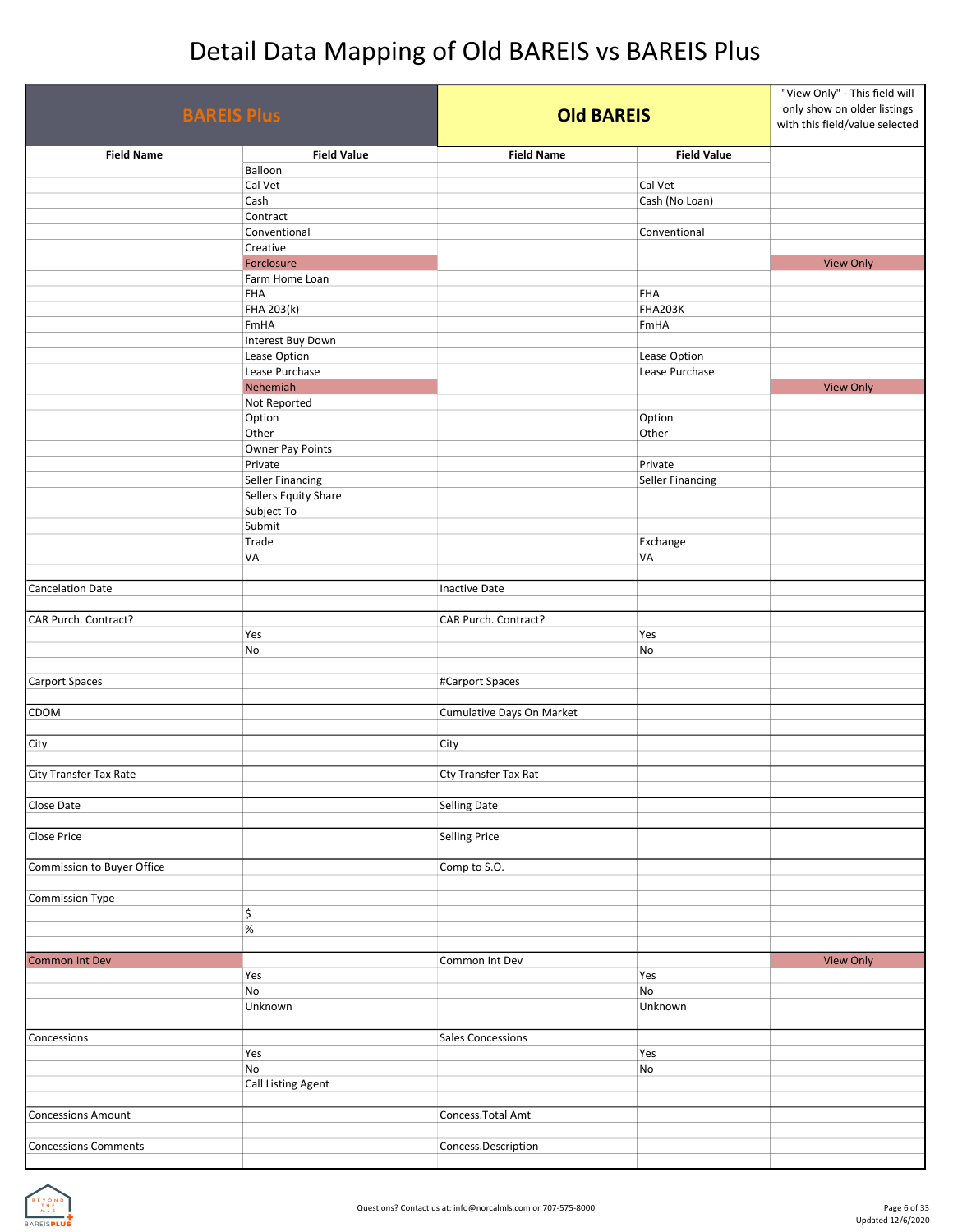# Detail Data Mapping of Old BAREIS vs BAREIS Plus

| BAREIS Plus | | Old BAREIS | | "View Only" - This field will only show on older listings with this field/value selected |
|---|---|---|---|---|
| **Field Name** | **Field Value** | **Field Name** | **Field Value** | |
| | Balloon | | | |
| | Cal Vet | | Cal Vet | |
| | Cash | | Cash (No Loan) | |
| | Contract | | | |
| | Conventional | | Conventional | |
| | Creative | | | |
| | Forclosure | | | View Only |
| | Farm Home Loan | | | |
| | FHA | | FHA | |
| | FHA 203(k) | | FHA203K | |
| | FmHA | | FmHA | |
| | Interest Buy Down | | | |
| | Lease Option | | Lease Option | |
| | Lease Purchase | | Lease Purchase | |
| | Nehemiah | | | View Only |
| | Not Reported | | | |
| | Option | | Option | |
| | Other | | Other | |
| | Owner Pay Points | | | |
| | Private | | Private | |
| | Seller Financing | | Seller Financing | |
| | Sellers Equity Share | | | |
| | Subject To | | | |
| | Submit | | | |
| | Trade | | Exchange | |
| | VA | | VA | |
| | | | | |
| Cancelation Date | | Inactive Date | | |
| | | | | |
| CAR Purch. Contract? | | CAR Purch. Contract? | | |
| | Yes | | Yes | |
| | No | | No | |
| | | | | |
| Carport Spaces | | #Carport Spaces | | |
| | | | | |
| CDOM | | Cumulative Days On Market | | |
| | | | | |
| City | | City | | |
| | | | | |
| City Transfer Tax Rate | | Cty Transfer Tax Rat | | |
| | | | | |
| Close Date | | Selling Date | | |
| | | | | |
| Close Price | | Selling Price | | |
| | | | | |
| Commission to Buyer Office | | Comp to S.O. | | |
| | | | | |
| Commission Type | | | | |
| | $ | | | |
| | % | | | |
| | | | | |
| Common Int Dev | | Common Int Dev | | View Only |
| | Yes | | Yes | |
| | No | | No | |
| | Unknown | | Unknown | |
| | | | | |
| Concessions | | Sales Concessions | | |
| | Yes | | Yes | |
| | No | | No | |
| | Call Listing Agent | | | |
| | | | | |
| Concessions Amount | | Concess.Total Amt | | |
| | | | | |
| Concessions Comments | | Concess.Description | | |
| | | | | |

Questions? Contact us at: info@norcalmls.com or 707-575-8000

Updated 12/6/2020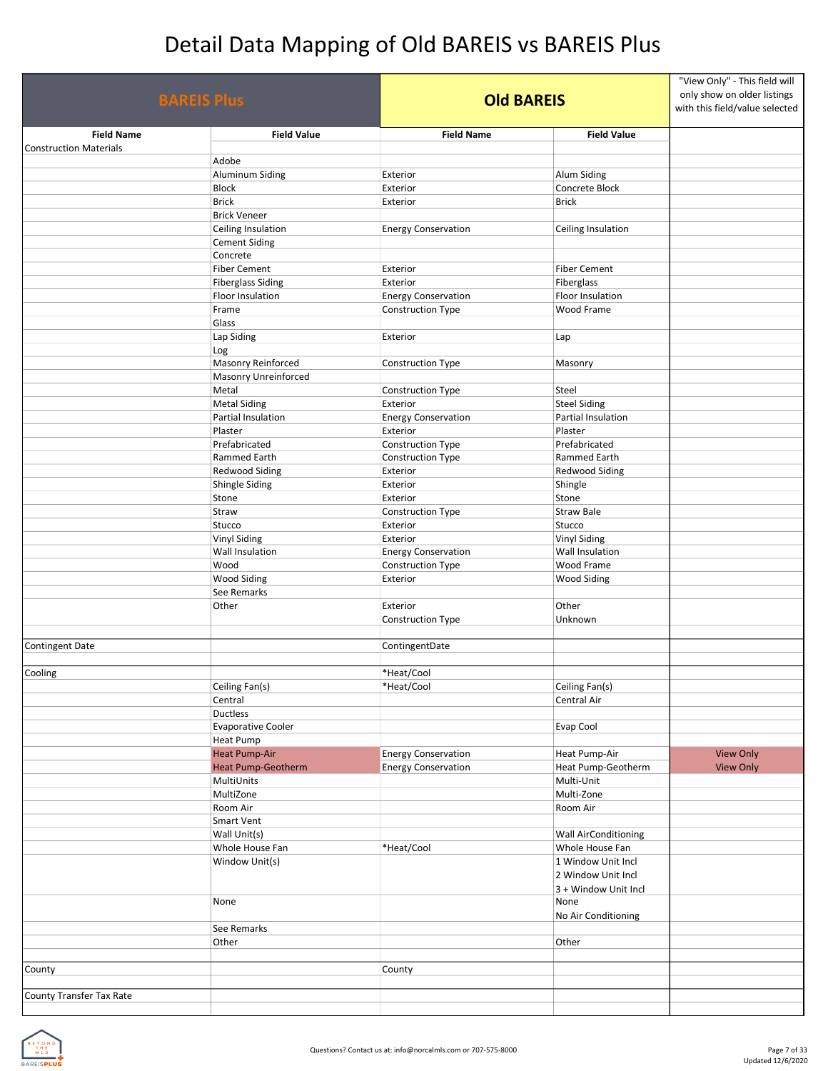# Detail Data Mapping of Old BAREIS vs BAREIS Plus

| BAREIS Plus | | Old BAREIS | | "View Only" - This field will only show on older listings with this field/value selected |
|---|---|---|---|---|
| **Field Name** | **Field Value** | **Field Name** | **Field Value** | |
| Construction Materials | | | | |
| | Adobe | | | |
| | Aluminum Siding | Exterior | Alum Siding | |
| | Block | Exterior | Concrete Block | |
| | Brick | Exterior | Brick | |
| | Brick Veneer | | | |
| | Ceiling Insulation | Energy Conservation | Ceiling Insulation | |
| | Cement Siding | | | |
| | Concrete | | | |
| | Fiber Cement | Exterior | Fiber Cement | |
| | Fiberglass Siding | Exterior | Fiberglass | |
| | Floor Insulation | Energy Conservation | Floor Insulation | |
| | Frame | Construction Type | Wood Frame | |
| | Glass | | | |
| | Lap Siding | Exterior | Lap | |
| | Log | | | |
| | Masonry Reinforced | Construction Type | Masonry | |
| | Masonry Unreinforced | | | |
| | Metal | Construction Type | Steel | |
| | Metal Siding | Exterior | Steel Siding | |
| | Partial Insulation | Energy Conservation | Partial Insulation | |
| | Plaster | Exterior | Plaster | |
| | Prefabricated | Construction Type | Prefabricated | |
| | Rammed Earth | Construction Type | Rammed Earth | |
| | Redwood Siding | Exterior | Redwood Siding | |
| | Shingle Siding | Exterior | Shingle | |
| | Stone | Exterior | Stone | |
| | Straw | Construction Type | Straw Bale | |
| | Stucco | Exterior | Stucco | |
| | Vinyl Siding | Exterior | Vinyl Siding | |
| | Wall Insulation | Energy Conservation | Wall Insulation | |
| | Wood | Construction Type | Wood Frame | |
| | Wood Siding | Exterior | Wood Siding | |
| | See Remarks | | | |
| | Other | Exterior<br>Construction Type | Other<br>Unknown | |
| | | | | |
| Contingent Date | | ContingentDate | | |
| | | | | |
| Cooling | | *Heat/Cool | | |
| | Ceiling Fan(s) | *Heat/Cool | Ceiling Fan(s) | |
| | Central | | Central Air | |
| | Ductless | | | |
| | Evaporative Cooler | | Evap Cool | |
| | Heat Pump | | | |
| | Heat Pump-Air | Energy Conservation | Heat Pump-Air | View Only |
| | Heat Pump-Geotherm | Energy Conservation | Heat Pump-Geotherm | View Only |
| | MultiUnits | | Multi-Unit | |
| | MultiZone | | Multi-Zone | |
| | Room Air | | Room Air | |
| | Smart Vent | | | |
| | Wall Unit(s) | | Wall AirConditioning | |
| | Whole House Fan | *Heat/Cool | Whole House Fan | |
| | Window Unit(s) | | 1 Window Unit Incl<br>2 Window Unit Incl<br>3 + Window Unit Incl | |
| | None | | None<br>No Air Conditioning | |
| | See Remarks | | | |
| | Other | | Other | |
| | | | | |
| County | | County | | |
| | | | | |
| County Transfer Tax Rate | | | | |
| | | | | |

Questions? Contact us at: info@norcalmls.com or 707-575-8000

Updated 12/6/2020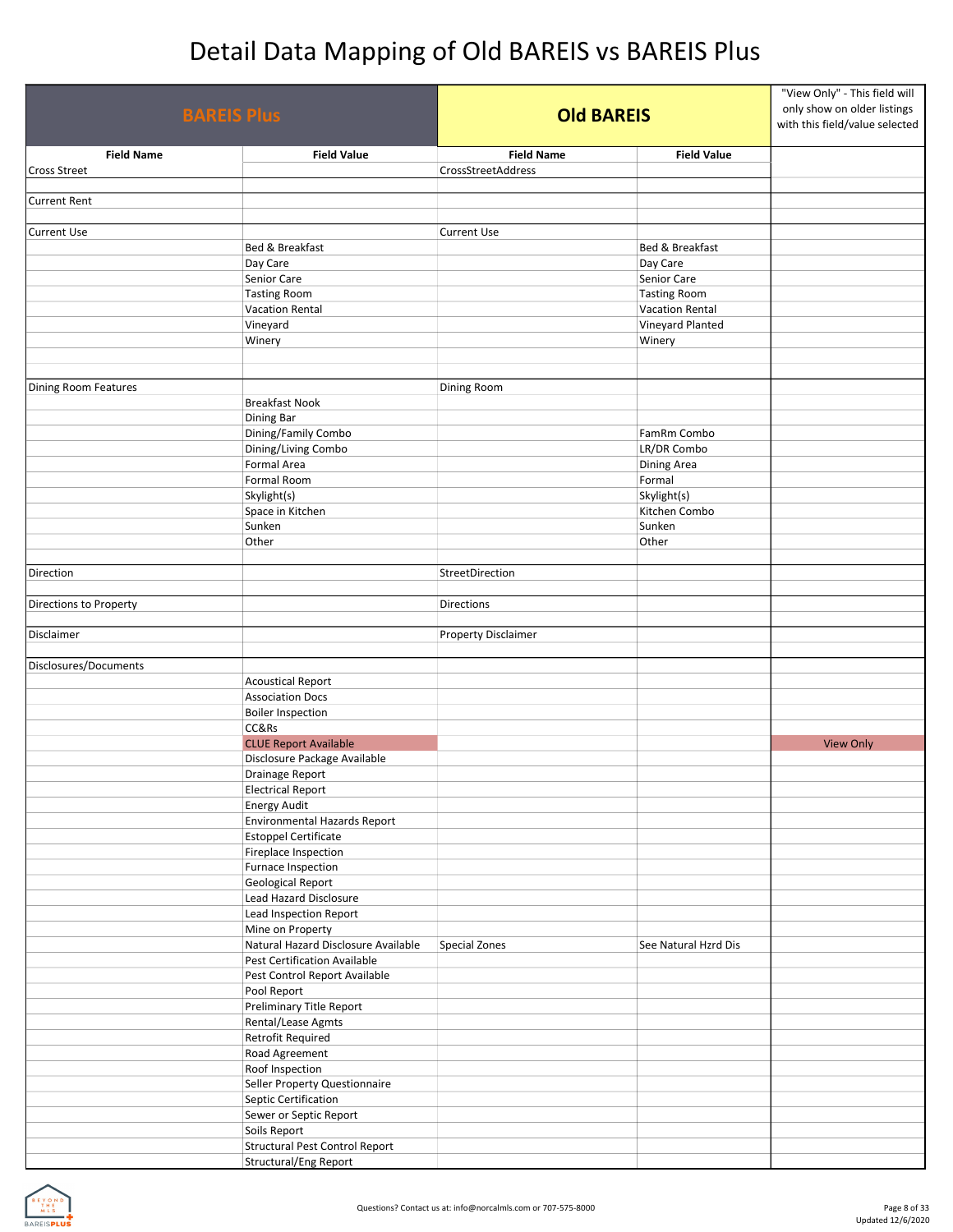# Detail Data Mapping of Old BAREIS vs BAREIS Plus

| BAREIS Plus | | Old BAREIS | | "View Only" - This field will only show on older listings with this field/value selected |
|---|---|---|---|---|
| **Field Name** | **Field Value** | **Field Name** | **Field Value** | |
| Cross Street | | CrossStreetAddress | | |
| | | | | |
| Current Rent | | | | |
| | | | | |
| Current Use | | Current Use | | |
| | Bed & Breakfast | | Bed & Breakfast | |
| | Day Care | | Day Care | |
| | Senior Care | | Senior Care | |
| | Tasting Room | | Tasting Room | |
| | Vacation Rental | | Vacation Rental | |
| | Vineyard | | Vineyard Planted | |
| | Winery | | Winery | |
| | | | | |
| | | | | |
| Dining Room Features | | Dining Room | | |
| | Breakfast Nook | | | |
| | Dining Bar | | | |
| | Dining/Family Combo | | FamRm Combo | |
| | Dining/Living Combo | | LR/DR Combo | |
| | Formal Area | | Dining Area | |
| | Formal Room | | Formal | |
| | Skylight(s) | | Skylight(s) | |
| | Space in Kitchen | | Kitchen Combo | |
| | Sunken | | Sunken | |
| | Other | | Other | |
| | | | | |
| Direction | | StreetDirection | | |
| | | | | |
| Directions to Property | | Directions | | |
| | | | | |
| Disclaimer | | Property Disclaimer | | |
| | | | | |
| Disclosures/Documents | | | | |
| | Acoustical Report | | | |
| | Association Docs | | | |
| | Boiler Inspection | | | |
| | CC&Rs | | | |
| | CLUE Report Available | | | View Only |
| | Disclosure Package Available | | | |
| | Drainage Report | | | |
| | Electrical Report | | | |
| | Energy Audit | | | |
| | Environmental Hazards Report | | | |
| | Estoppel Certificate | | | |
| | Fireplace Inspection | | | |
| | Furnace Inspection | | | |
| | Geological Report | | | |
| | Lead Hazard Disclosure | | | |
| | Lead Inspection Report | | | |
| | Mine on Property | | | |
| | Natural Hazard Disclosure Available | Special Zones | See Natural Hzrd Dis | |
| | Pest Certification Available | | | |
| | Pest Control Report Available | | | |
| | Pool Report | | | |
| | Preliminary Title Report | | | |
| | Rental/Lease Agmts | | | |
| | Retrofit Required | | | |
| | Road Agreement | | | |
| | Roof Inspection | | | |
| | Seller Property Questionnaire | | | |
| | Septic Certification | | | |
| | Sewer or Septic Report | | | |
| | Soils Report | | | |
| | Structural Pest Control Report | | | |
| | Structural/Eng Report | | | |

Questions? Contact us at: info@norcalmls.com or 707-575-8000

Updated 12/6/2020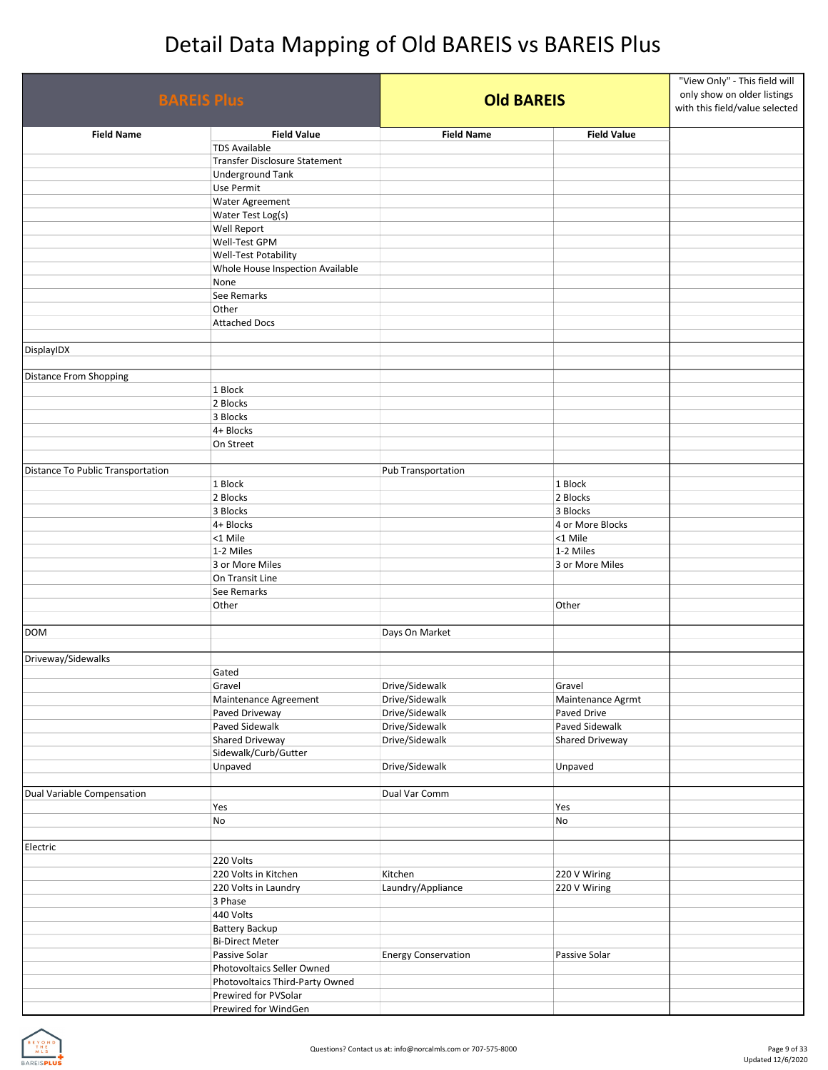# Detail Data Mapping of Old BAREIS vs BAREIS Plus

| BAREIS Plus | | Old BAREIS | | "View Only" - This field will only show on older listings with this field/value selected |
|---|---|---|---|---|
| **Field Name** | **Field Value** | **Field Name** | **Field Value** | |
| | TDS Available | | | |
| | Transfer Disclosure Statement | | | |
| | Underground Tank | | | |
| | Use Permit | | | |
| | Water Agreement | | | |
| | Water Test Log(s) | | | |
| | Well Report | | | |
| | Well-Test GPM | | | |
| | Well-Test Potability | | | |
| | Whole House Inspection Available | | | |
| | None | | | |
| | See Remarks | | | |
| | Other | | | |
| | Attached Docs | | | |
| | | | | |
| DisplayIDX | | | | |
| | | | | |
| Distance From Shopping | | | | |
| | 1 Block | | | |
| | 2 Blocks | | | |
| | 3 Blocks | | | |
| | 4+ Blocks | | | |
| | On Street | | | |
| | | | | |
| Distance To Public Transportation | | Pub Transportation | | |
| | 1 Block | | 1 Block | |
| | 2 Blocks | | 2 Blocks | |
| | 3 Blocks | | 3 Blocks | |
| | 4+ Blocks | | 4 or More Blocks | |
| | <1 Mile | | <1 Mile | |
| | 1-2 Miles | | 1-2 Miles | |
| | 3 or More Miles | | 3 or More Miles | |
| | On Transit Line | | | |
| | See Remarks | | | |
| | Other | | Other | |
| | | | | |
| DOM | | Days On Market | | |
| | | | | |
| Driveway/Sidewalks | | | | |
| | Gated | | | |
| | Gravel | Drive/Sidewalk | Gravel | |
| | Maintenance Agreement | Drive/Sidewalk | Maintenance Agrmt | |
| | Paved Driveway | Drive/Sidewalk | Paved Drive | |
| | Paved Sidewalk | Drive/Sidewalk | Paved Sidewalk | |
| | Shared Driveway | Drive/Sidewalk | Shared Driveway | |
| | Sidewalk/Curb/Gutter | | | |
| | Unpaved | Drive/Sidewalk | Unpaved | |
| | | | | |
| Dual Variable Compensation | | Dual Var Comm | | |
| | Yes | | Yes | |
| | No | | No | |
| | | | | |
| Electric | | | | |
| | 220 Volts | | | |
| | 220 Volts in Kitchen | Kitchen | 220 V Wiring | |
| | 220 Volts in Laundry | Laundry/Appliance | 220 V Wiring | |
| | 3 Phase | | | |
| | 440 Volts | | | |
| | Battery Backup | | | |
| | Bi-Direct Meter | | | |
| | Passive Solar | Energy Conservation | Passive Solar | |
| | Photovoltaics Seller Owned | | | |
| | Photovoltaics Third-Party Owned | | | |
| | Prewired for PVSolar | | | |
| | Prewired for WindGen | | | |

Questions? Contact us at: info@norcalmls.com or 707-575-8000

Updated 12/6/2020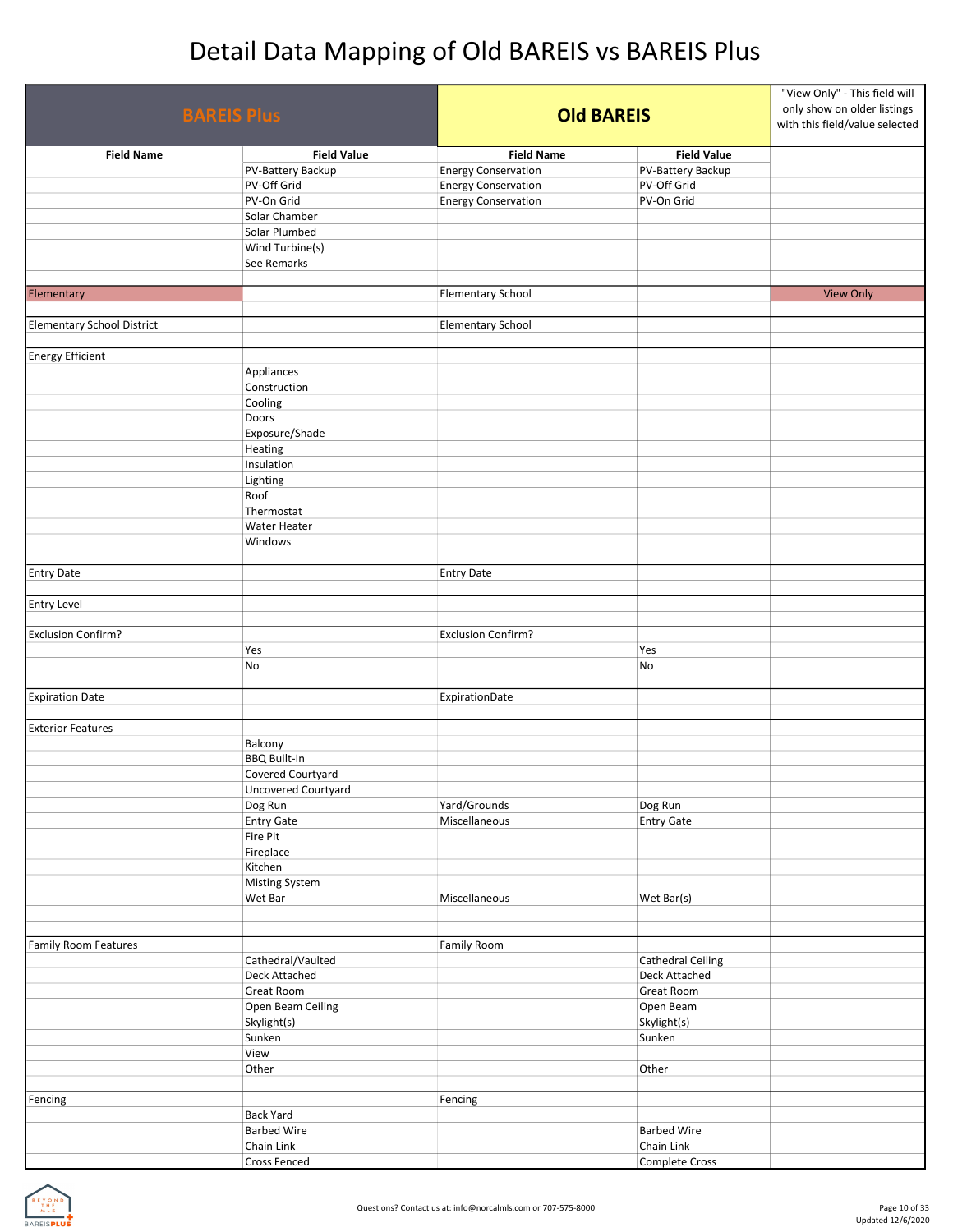# Detail Data Mapping of Old BAREIS vs BAREIS Plus

| BAREIS Plus | | Old BAREIS | | "View Only" - This field will only show on older listings with this field/value selected |
|---|---|---|---|---|
| **Field Name** | **Field Value** | **Field Name** | **Field Value** | |
| | PV-Battery Backup | Energy Conservation | PV-Battery Backup | |
| | PV-Off Grid | Energy Conservation | PV-Off Grid | |
| | PV-On Grid | Energy Conservation | PV-On Grid | |
| | Solar Chamber | | | |
| | Solar Plumbed | | | |
| | Wind Turbine(s) | | | |
| | See Remarks | | | |
| | | | | |
| Elementary | | Elementary School | | View Only |
| | | | | |
| Elementary School District | | Elementary School | | |
| | | | | |
| Energy Efficient | | | | |
| | Appliances | | | |
| | Construction | | | |
| | Cooling | | | |
| | Doors | | | |
| | Exposure/Shade | | | |
| | Heating | | | |
| | Insulation | | | |
| | Lighting | | | |
| | Roof | | | |
| | Thermostat | | | |
| | Water Heater | | | |
| | Windows | | | |
| | | | | |
| Entry Date | | Entry Date | | |
| | | | | |
| Entry Level | | | | |
| | | | | |
| Exclusion Confirm? | | Exclusion Confirm? | | |
| | Yes | | Yes | |
| | No | | No | |
| | | | | |
| Expiration Date | | ExpirationDate | | |
| | | | | |
| Exterior Features | | | | |
| | Balcony | | | |
| | BBQ Built-In | | | |
| | Covered Courtyard | | | |
| | Uncovered Courtyard | | | |
| | Dog Run | Yard/Grounds | Dog Run | |
| | Entry Gate | Miscellaneous | Entry Gate | |
| | Fire Pit | | | |
| | Fireplace | | | |
| | Kitchen | | | |
| | Misting System | | | |
| | Wet Bar | Miscellaneous | Wet Bar(s) | |
| | | | | |
| | | | | |
| Family Room Features | | Family Room | | |
| | Cathedral/Vaulted | | Cathedral Ceiling | |
| | Deck Attached | | Deck Attached | |
| | Great Room | | Great Room | |
| | Open Beam Ceiling | | Open Beam | |
| | Skylight(s) | | Skylight(s) | |
| | Sunken | | Sunken | |
| | View | | | |
| | Other | | Other | |
| | | | | |
| Fencing | | Fencing | | |
| | Back Yard | | | |
| | Barbed Wire | | Barbed Wire | |
| | Chain Link | | Chain Link | |
| | Cross Fenced | | Complete Cross | |

Questions? Contact us at: info@norcalmls.com or 707-575-8000

Updated 12/6/2020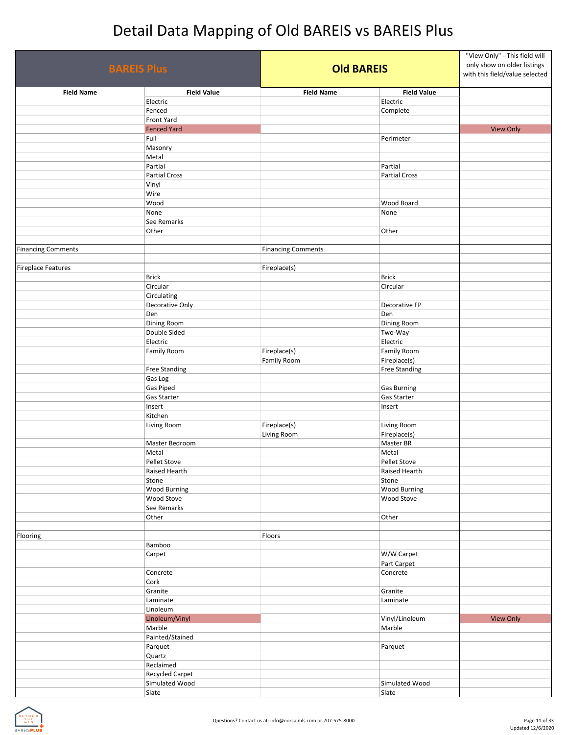# Detail Data Mapping of Old BAREIS vs BAREIS Plus

| BAREIS Plus | | Old BAREIS | | "View Only" - This field will only show on older listings with this field/value selected |
|---|---|---|---|---|
| **Field Name** | **Field Value** | **Field Name** | **Field Value** | |
| | Electric | | Electric | |
| | Fenced | | Complete | |
| | Front Yard | | | |
| | Fenced Yard | | | View Only |
| | Full | | Perimeter | |
| | Masonry | | | |
| | Metal | | | |
| | Partial | | Partial | |
| | Partial Cross | | Partial Cross | |
| | Vinyl | | | |
| | Wire | | | |
| | Wood | | Wood Board | |
| | None | | None | |
| | See Remarks | | | |
| | Other | | Other | |
| | | | | |
| Financing Comments | | Financing Comments | | |
| | | | | |
| Fireplace Features | | Fireplace(s) | | |
| | Brick | | Brick | |
| | Circular | | Circular | |
| | Circulating | | | |
| | Decorative Only | | Decorative FP | |
| | Den | | Den | |
| | Dining Room | | Dining Room | |
| | Double Sided | | Two-Way | |
| | Electric | | Electric | |
| | Family Room | Fireplace(s) Family Room | Family Room Fireplace(s) | |
| | Free Standing | | Free Standing | |
| | Gas Log | | | |
| | Gas Piped | | Gas Burning | |
| | Gas Starter | | Gas Starter | |
| | Insert | | Insert | |
| | Kitchen | | | |
| | Living Room | Fireplace(s) Living Room | Living Room Fireplace(s) | |
| | Master Bedroom | | Master BR | |
| | Metal | | Metal | |
| | Pellet Stove | | Pellet Stove | |
| | Raised Hearth | | Raised Hearth | |
| | Stone | | Stone | |
| | Wood Burning | | Wood Burning | |
| | Wood Stove | | Wood Stove | |
| | See Remarks | | | |
| | Other | | Other | |
| | | | | |
| Flooring | | Floors | | |
| | Bamboo | | | |
| | Carpet | | W/W Carpet Part Carpet | |
| | Concrete | | Concrete | |
| | Cork | | | |
| | Granite | | Granite | |
| | Laminate | | Laminate | |
| | Linoleum | | | |
| | Linoleum/Vinyl | | Vinyl/Linoleum | View Only |
| | Marble | | Marble | |
| | Painted/Stained | | | |
| | Parquet | | Parquet | |
| | Quartz | | | |
| | Reclaimed | | | |
| | Recycled Carpet | | | |
| | Simulated Wood | | Simulated Wood | |
| | Slate | | Slate | |

Questions? Contact us at: info@norcalmls.com or 707-575-8000

Updated 12/6/2020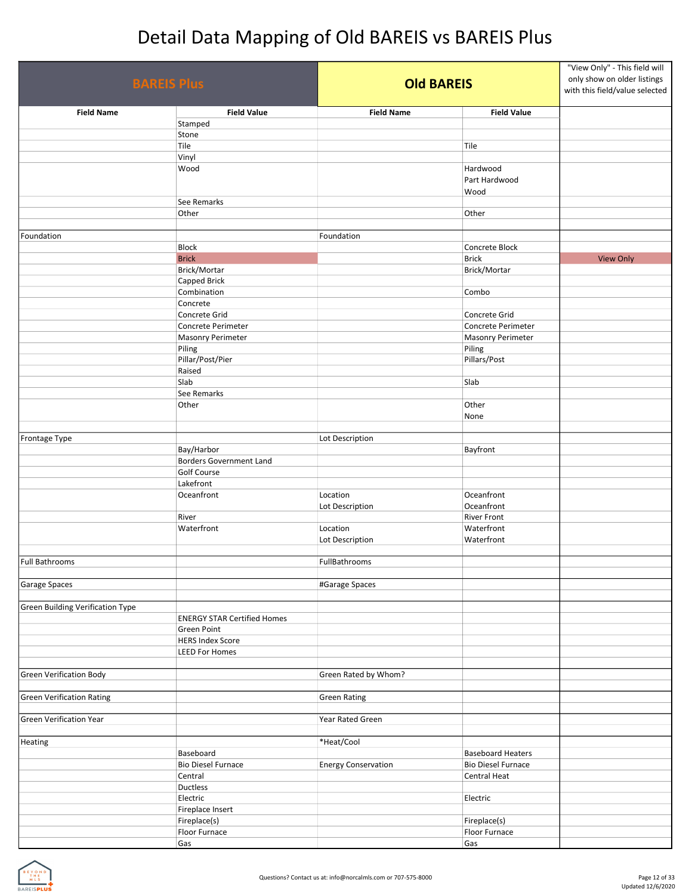# Detail Data Mapping of Old BAREIS vs BAREIS Plus

| BAREIS Plus | | Old BAREIS | | "View Only" - This field will only show on older listings with this field/value selected |
|---|---|---|---|---|
| Field Name | Field Value | Field Name | Field Value | |
| | Stamped | | | |
| | Stone | | | |
| | Tile | | Tile | |
| | Vinyl | | | |
| | Wood | | Hardwood<br>Part Hardwood<br>Wood | |
| | See Remarks | | | |
| | Other | | Other | |
| | | | | |
| Foundation | | Foundation | | |
| | Block | | Concrete Block | |
| | Brick | | Brick | View Only |
| | Brick/Mortar | | Brick/Mortar | |
| | Capped Brick | | | |
| | Combination | | Combo | |
| | Concrete | | | |
| | Concrete Grid | | Concrete Grid | |
| | Concrete Perimeter | | Concrete Perimeter | |
| | Masonry Perimeter | | Masonry Perimeter | |
| | Piling | | Piling | |
| | Pillar/Post/Pier | | Pillars/Post | |
| | Raised | | | |
| | Slab | | Slab | |
| | See Remarks | | | |
| | Other | | Other<br>None | |
| | | | | |
| Frontage Type | | Lot Description | | |
| | Bay/Harbor | | Bayfront | |
| | Borders Government Land | | | |
| | Golf Course | | | |
| | Lakefront | | | |
| | Oceanfront | Location<br>Lot Description | Oceanfront<br>Oceanfront | |
| | River | | River Front | |
| | Waterfront | Location<br>Lot Description | Waterfront<br>Waterfront | |
| | | | | |
| Full Bathrooms | | FullBathrooms | | |
| | | | | |
| Garage Spaces | | #Garage Spaces | | |
| | | | | |
| Green Building Verification Type | | | | |
| | ENERGY STAR Certified Homes | | | |
| | Green Point | | | |
| | HERS Index Score | | | |
| | LEED For Homes | | | |
| | | | | |
| Green Verification Body | | Green Rated by Whom? | | |
| | | | | |
| Green Verification Rating | | Green Rating | | |
| | | | | |
| Green Verification Year | | Year Rated Green | | |
| | | | | |
| Heating | | *Heat/Cool | | |
| | Baseboard | | Baseboard Heaters | |
| | Bio Diesel Furnace | Energy Conservation | Bio Diesel Furnace | |
| | Central | | Central Heat | |
| | Ductless | | | |
| | Electric | | Electric | |
| | Fireplace Insert | | | |
| | Fireplace(s) | | Fireplace(s) | |
| | Floor Furnace | | Floor Furnace | |
| | Gas | | Gas | |

Questions? Contact us at: info@norcalmls.com or 707-575-8000

Updated 12/6/2020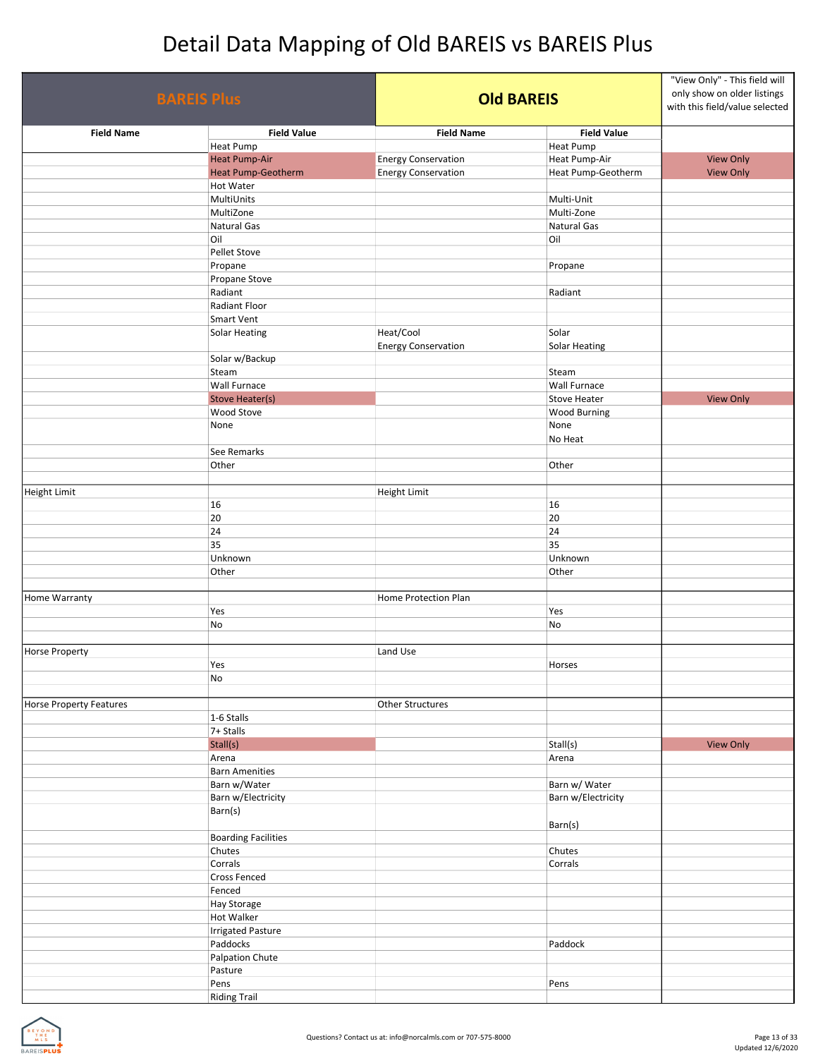# Detail Data Mapping of Old BAREIS vs BAREIS Plus

| BAREIS Plus | | Old BAREIS | | "View Only" - This field will only show on older listings with this field/value selected |
|---|---|---|---|---|
| **Field Name** | **Field Value** | **Field Name** | **Field Value** | |
| | Heat Pump | | Heat Pump | |
| | Heat Pump-Air | Energy Conservation | Heat Pump-Air | View Only |
| | Heat Pump-Geotherm | Energy Conservation | Heat Pump-Geotherm | View Only |
| | Hot Water | | | |
| | MultiUnits | | Multi-Unit | |
| | MultiZone | | Multi-Zone | |
| | Natural Gas | | Natural Gas | |
| | Oil | | Oil | |
| | Pellet Stove | | | |
| | Propane | | Propane | |
| | Propane Stove | | | |
| | Radiant | | Radiant | |
| | Radiant Floor | | | |
| | Smart Vent | | | |
| | Solar Heating | Heat/Cool<br>Energy Conservation | Solar<br>Solar Heating | |
| | Solar w/Backup | | | |
| | Steam | | Steam | |
| | Wall Furnace | | Wall Furnace | |
| | Stove Heater(s) | | Stove Heater | View Only |
| | Wood Stove | | Wood Burning | |
| | None | | None<br>No Heat | |
| | See Remarks | | | |
| | Other | | Other | |
| | | | | |
| Height Limit | | Height Limit | | |
| | 16 | | 16 | |
| | 20 | | 20 | |
| | 24 | | 24 | |
| | 35 | | 35 | |
| | Unknown | | Unknown | |
| | Other | | Other | |
| | | | | |
| Home Warranty | | Home Protection Plan | | |
| | Yes | | Yes | |
| | No | | No | |
| | | | | |
| Horse Property | | Land Use | | |
| | Yes | | Horses | |
| | No | | | |
| | | | | |
| Horse Property Features | | Other Structures | | |
| | 1-6 Stalls | | | |
| | 7+ Stalls | | | |
| | Stall(s) | | Stall(s) | View Only |
| | Arena | | Arena | |
| | Barn Amenities | | | |
| | Barn w/Water | | Barn w/ Water | |
| | Barn w/Electricity | | Barn w/Electricity | |
| | Barn(s) | | Barn(s) | |
| | Boarding Facilities | | | |
| | Chutes | | Chutes | |
| | Corrals | | Corrals | |
| | Cross Fenced | | | |
| | Fenced | | | |
| | Hay Storage | | | |
| | Hot Walker | | | |
| | Irrigated Pasture | | | |
| | Paddocks | | Paddock | |
| | Palpation Chute | | | |
| | Pasture | | | |
| | Pens | | Pens | |
| | Riding Trail | | | |

Questions? Contact us at: info@norcalmls.com or 707-575-8000

Updated 12/6/2020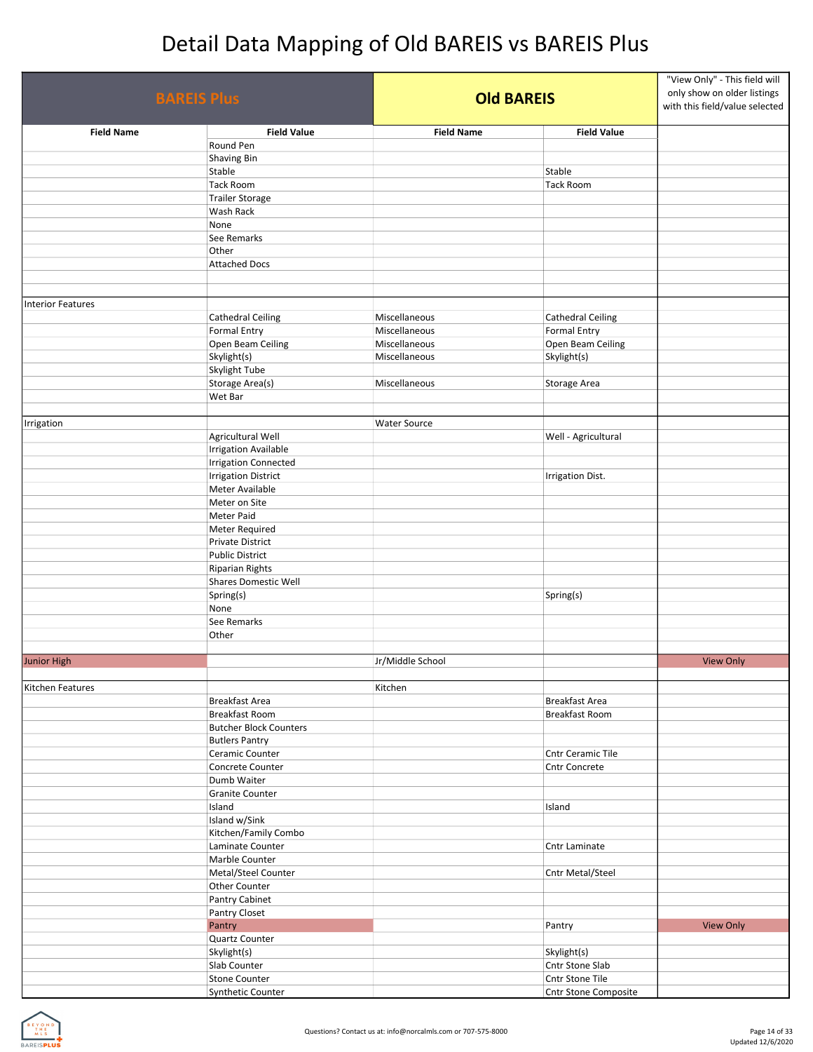# Detail Data Mapping of Old BAREIS vs BAREIS Plus

| BAREIS Plus | | Old BAREIS | | "View Only" - This field will only show on older listings with this field/value selected |
|---|---|---|---|---|
| **Field Name** | **Field Value** | **Field Name** | **Field Value** | |
| | Round Pen | | | |
| | Shaving Bin | | | |
| | Stable | | Stable | |
| | Tack Room | | Tack Room | |
| | Trailer Storage | | | |
| | Wash Rack | | | |
| | None | | | |
| | See Remarks | | | |
| | Other | | | |
| | Attached Docs | | | |
| | | | | |
| | | | | |
| Interior Features | | | | |
| | Cathedral Ceiling | Miscellaneous | Cathedral Ceiling | |
| | Formal Entry | Miscellaneous | Formal Entry | |
| | Open Beam Ceiling | Miscellaneous | Open Beam Ceiling | |
| | Skylight(s) | Miscellaneous | Skylight(s) | |
| | Skylight Tube | | | |
| | Storage Area(s) | Miscellaneous | Storage Area | |
| | Wet Bar | | | |
| | | | | |
| Irrigation | | Water Source | | |
| | Agricultural Well | | Well - Agricultural | |
| | Irrigation Available | | | |
| | Irrigation Connected | | | |
| | Irrigation District | | Irrigation Dist. | |
| | Meter Available | | | |
| | Meter on Site | | | |
| | Meter Paid | | | |
| | Meter Required | | | |
| | Private District | | | |
| | Public District | | | |
| | Riparian Rights | | | |
| | Shares Domestic Well | | | |
| | Spring(s) | | Spring(s) | |
| | None | | | |
| | See Remarks | | | |
| | Other | | | |
| | | | | |
| Junior High | | Jr/Middle School | | View Only |
| | | | | |
| Kitchen Features | | Kitchen | | |
| | Breakfast Area | | Breakfast Area | |
| | Breakfast Room | | Breakfast Room | |
| | Butcher Block Counters | | | |
| | Butlers Pantry | | | |
| | Ceramic Counter | | Cntr Ceramic Tile | |
| | Concrete Counter | | Cntr Concrete | |
| | Dumb Waiter | | | |
| | Granite Counter | | | |
| | Island | | Island | |
| | Island w/Sink | | | |
| | Kitchen/Family Combo | | | |
| | Laminate Counter | | Cntr Laminate | |
| | Marble Counter | | | |
| | Metal/Steel Counter | | Cntr Metal/Steel | |
| | Other Counter | | | |
| | Pantry Cabinet | | | |
| | Pantry Closet | | | |
| | Pantry | | Pantry | View Only |
| | Quartz Counter | | | |
| | Skylight(s) | | Skylight(s) | |
| | Slab Counter | | Cntr Stone Slab | |
| | Stone Counter | | Cntr Stone Tile | |
| | Synthetic Counter | | Cntr Stone Composite | |

Questions? Contact us at: info@norcalmls.com or 707-575-8000

Updated 12/6/2020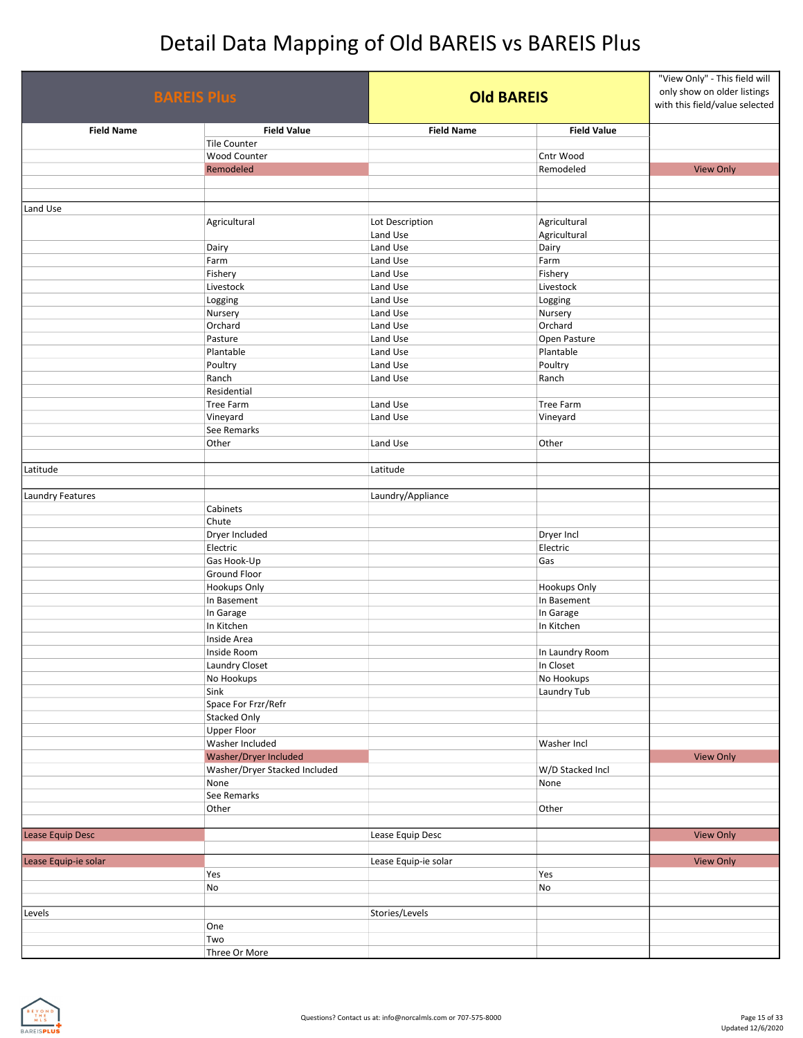# Detail Data Mapping of Old BAREIS vs BAREIS Plus

| BAREIS Plus | | Old BAREIS | | "View Only" - This field will only show on older listings with this field/value selected |
|---|---|---|---|---|
| **Field Name** | **Field Value** | **Field Name** | **Field Value** | |
| | Tile Counter | | | |
| | Wood Counter | | Cntr Wood | |
| | Remodeled | | Remodeled | View Only |
| | | | | |
| | | | | |
| Land Use | | | | |
| | Agricultural | Lot Description | Agricultural | |
| | | Land Use | Agricultural | |
| | Dairy | Land Use | Dairy | |
| | Farm | Land Use | Farm | |
| | Fishery | Land Use | Fishery | |
| | Livestock | Land Use | Livestock | |
| | Logging | Land Use | Logging | |
| | Nursery | Land Use | Nursery | |
| | Orchard | Land Use | Orchard | |
| | Pasture | Land Use | Open Pasture | |
| | Plantable | Land Use | Plantable | |
| | Poultry | Land Use | Poultry | |
| | Ranch | Land Use | Ranch | |
| | Residential | | | |
| | Tree Farm | Land Use | Tree Farm | |
| | Vineyard | Land Use | Vineyard | |
| | See Remarks | | | |
| | Other | Land Use | Other | |
| | | | | |
| Latitude | | Latitude | | |
| | | | | |
| Laundry Features | | Laundry/Appliance | | |
| | Cabinets | | | |
| | Chute | | | |
| | Dryer Included | | Dryer Incl | |
| | Electric | | Electric | |
| | Gas Hook-Up | | Gas | |
| | Ground Floor | | | |
| | Hookups Only | | Hookups Only | |
| | In Basement | | In Basement | |
| | In Garage | | In Garage | |
| | In Kitchen | | In Kitchen | |
| | Inside Area | | | |
| | Inside Room | | In Laundry Room | |
| | Laundry Closet | | In Closet | |
| | No Hookups | | No Hookups | |
| | Sink | | Laundry Tub | |
| | Space For Frzr/Refr | | | |
| | Stacked Only | | | |
| | Upper Floor | | | |
| | Washer Included | | Washer Incl | |
| | Washer/Dryer Included | | | View Only |
| | Washer/Dryer Stacked Included | | W/D Stacked Incl | |
| | None | | None | |
| | See Remarks | | | |
| | Other | | Other | |
| | | | | |
| Lease Equip Desc | | Lease Equip Desc | | View Only |
| | | | | |
| Lease Equip-ie solar | | Lease Equip-ie solar | | View Only |
| | Yes | | Yes | |
| | No | | No | |
| | | | | |
| Levels | | Stories/Levels | | |
| | One | | | |
| | Two | | | |
| | Three Or More | | | |

Questions? Contact us at: info@norcalmls.com or 707-575-8000

Updated 12/6/2020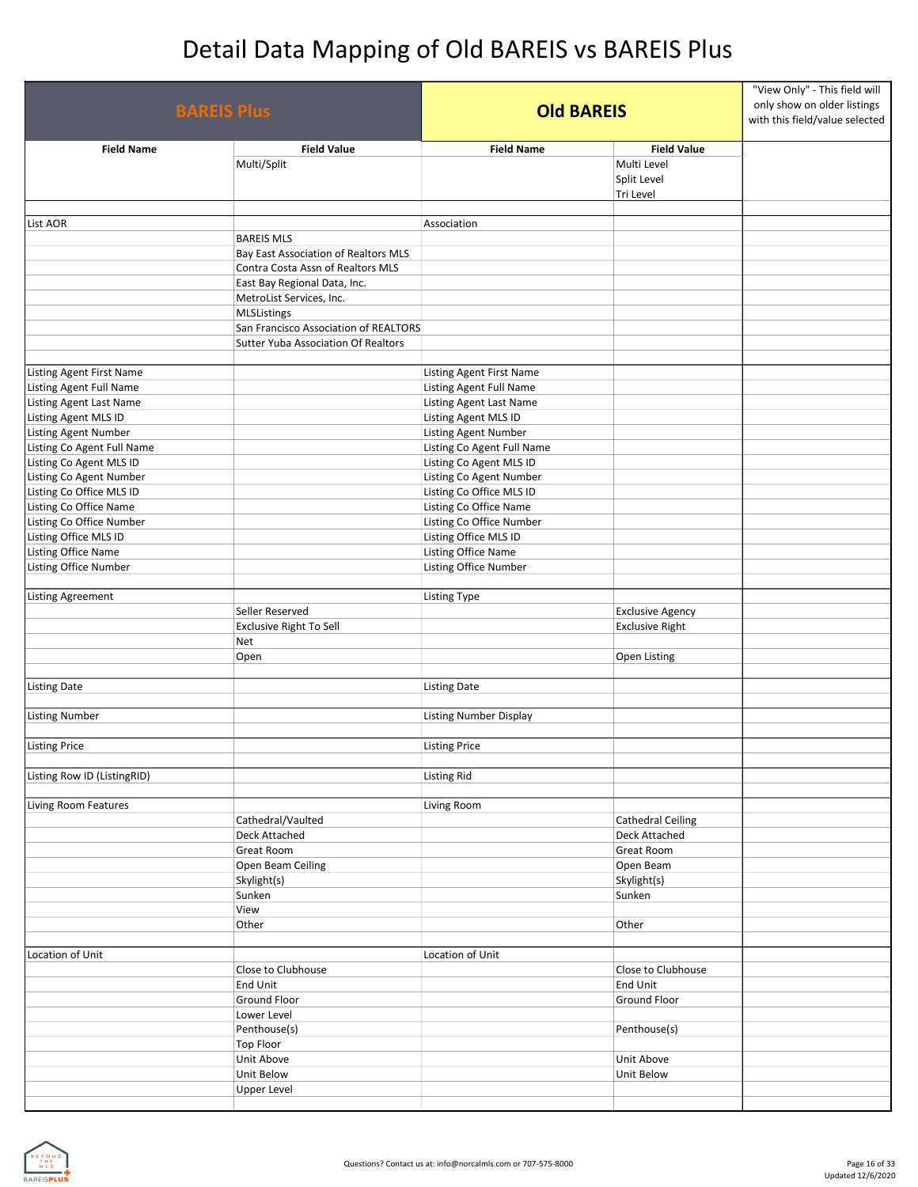# Detail Data Mapping of Old BAREIS vs BAREIS Plus

| BAREIS Plus | | Old BAREIS | | "View Only" - This field will only show on older listings with this field/value selected |
|---|---|---|---|---|
| **Field Name** | **Field Value** | **Field Name** | **Field Value** | |
| | Multi/Split | | Multi Level | |
| | | | Split Level | |
| | | | Tri Level | |
| | | | | |
| List AOR | | Association | | |
| | BAREIS MLS | | | |
| | Bay East Association of Realtors MLS | | | |
| | Contra Costa Assn of Realtors MLS | | | |
| | East Bay Regional Data, Inc. | | | |
| | MetroList Services, Inc. | | | |
| | MLSListings | | | |
| | San Francisco Association of REALTORS | | | |
| | Sutter Yuba Association Of Realtors | | | |
| | | | | |
| Listing Agent First Name | | Listing Agent First Name | | |
| Listing Agent Full Name | | Listing Agent Full Name | | |
| Listing Agent Last Name | | Listing Agent Last Name | | |
| Listing Agent MLS ID | | Listing Agent MLS ID | | |
| Listing Agent Number | | Listing Agent Number | | |
| Listing Co Agent Full Name | | Listing Co Agent Full Name | | |
| Listing Co Agent MLS ID | | Listing Co Agent MLS ID | | |
| Listing Co Agent Number | | Listing Co Agent Number | | |
| Listing Co Office MLS ID | | Listing Co Office MLS ID | | |
| Listing Co Office Name | | Listing Co Office Name | | |
| Listing Co Office Number | | Listing Co Office Number | | |
| Listing Office MLS ID | | Listing Office MLS ID | | |
| Listing Office Name | | Listing Office Name | | |
| Listing Office Number | | Listing Office Number | | |
| | | | | |
| Listing Agreement | | Listing Type | | |
| | Seller Reserved | | Exclusive Agency | |
| | Exclusive Right To Sell | | Exclusive Right | |
| | Net | | | |
| | Open | | Open Listing | |
| | | | | |
| Listing Date | | Listing Date | | |
| | | | | |
| Listing Number | | Listing Number Display | | |
| | | | | |
| Listing Price | | Listing Price | | |
| | | | | |
| Listing Row ID (ListingRID) | | Listing Rid | | |
| | | | | |
| Living Room Features | | Living Room | | |
| | Cathedral/Vaulted | | Cathedral Ceiling | |
| | Deck Attached | | Deck Attached | |
| | Great Room | | Great Room | |
| | Open Beam Ceiling | | Open Beam | |
| | Skylight(s) | | Skylight(s) | |
| | Sunken | | Sunken | |
| | View | | | |
| | Other | | Other | |
| | | | | |
| Location of Unit | | Location of Unit | | |
| | Close to Clubhouse | | Close to Clubhouse | |
| | End Unit | | End Unit | |
| | Ground Floor | | Ground Floor | |
| | Lower Level | | | |
| | Penthouse(s) | | Penthouse(s) | |
| | Top Floor | | | |
| | Unit Above | | Unit Above | |
| | Unit Below | | Unit Below | |
| | Upper Level | | | |

Questions? Contact us at: info@norcalmls.com or 707-575-8000

Updated 12/6/2020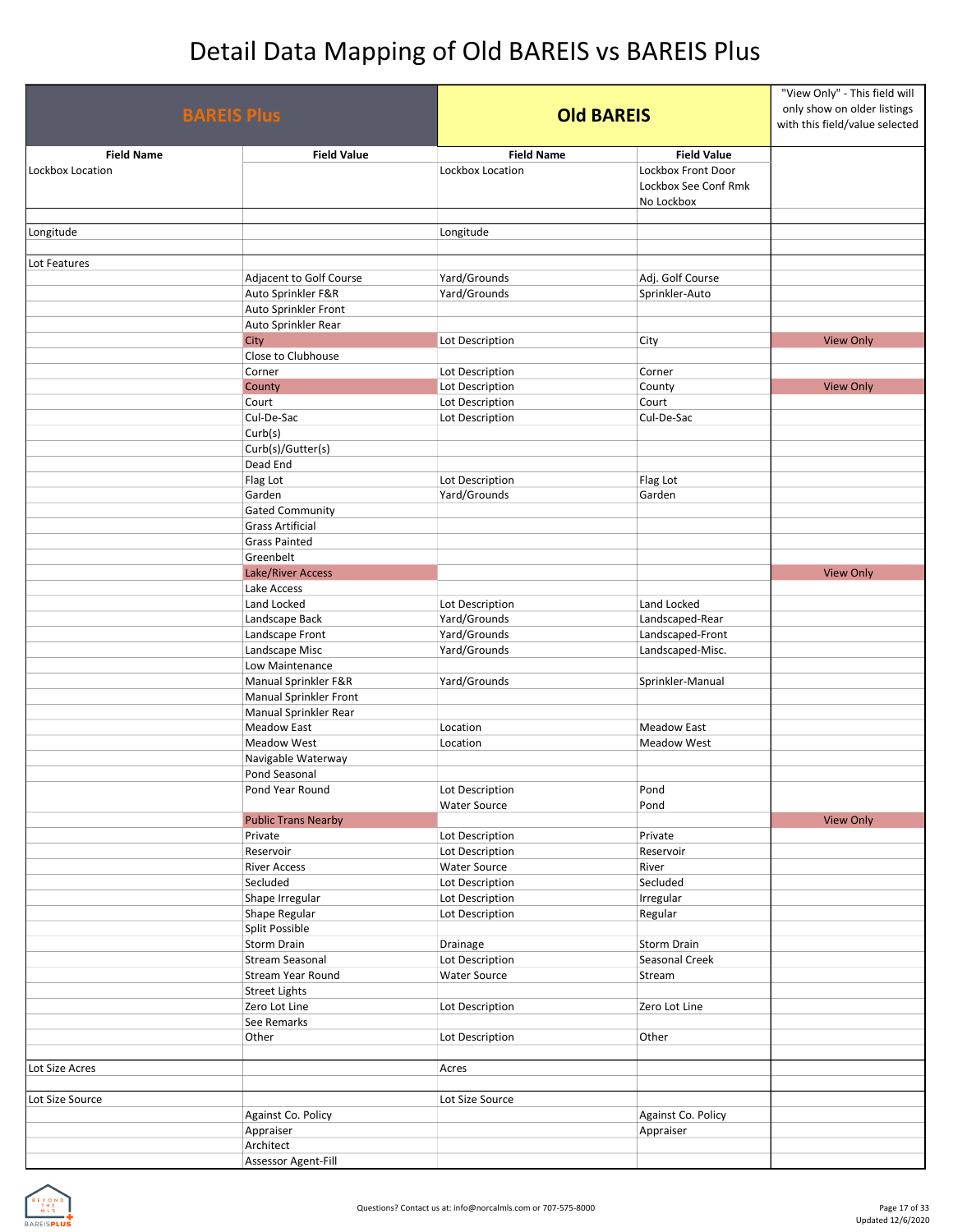# Detail Data Mapping of Old BAREIS vs BAREIS Plus

| BAREIS Plus | | Old BAREIS | | "View Only" - This field will only show on older listings with this field/value selected |
|---|---|---|---|---|
| **Field Name** | **Field Value** | **Field Name** | **Field Value** | |
| Lockbox Location | | Lockbox Location | Lockbox Front Door<br>Lockbox See Conf Rmk<br>No Lockbox | |
| | | | | |
| Longitude | | Longitude | | |
| | | | | |
| Lot Features | | | | |
| | Adjacent to Golf Course | Yard/Grounds | Adj. Golf Course | |
| | Auto Sprinkler F&R | Yard/Grounds | Sprinkler-Auto | |
| | Auto Sprinkler Front | | | |
| | Auto Sprinkler Rear | | | |
| | City | Lot Description | City | View Only |
| | Close to Clubhouse | | | |
| | Corner | Lot Description | Corner | |
| | County | Lot Description | County | View Only |
| | Court | Lot Description | Court | |
| | Cul-De-Sac | Lot Description | Cul-De-Sac | |
| | Curb(s) | | | |
| | Curb(s)/Gutter(s) | | | |
| | Dead End | | | |
| | Flag Lot | Lot Description | Flag Lot | |
| | Garden | Yard/Grounds | Garden | |
| | Gated Community | | | |
| | Grass Artificial | | | |
| | Grass Painted | | | |
| | Greenbelt | | | |
| | Lake/River Access | | | View Only |
| | Lake Access | | | |
| | Land Locked | Lot Description | Land Locked | |
| | Landscape Back | Yard/Grounds | Landscaped-Rear | |
| | Landscape Front | Yard/Grounds | Landscaped-Front | |
| | Landscape Misc | Yard/Grounds | Landscaped-Misc. | |
| | Low Maintenance | | | |
| | Manual Sprinkler F&R | Yard/Grounds | Sprinkler-Manual | |
| | Manual Sprinkler Front | | | |
| | Manual Sprinkler Rear | | | |
| | Meadow East | Location | Meadow East | |
| | Meadow West | Location | Meadow West | |
| | Navigable Waterway | | | |
| | Pond Seasonal | | | |
| | Pond Year Round | Lot Description<br>Water Source | Pond<br>Pond | |
| | Public Trans Nearby | | | View Only |
| | Private | Lot Description | Private | |
| | Reservoir | Lot Description | Reservoir | |
| | River Access | Water Source | River | |
| | Secluded | Lot Description | Secluded | |
| | Shape Irregular | Lot Description | Irregular | |
| | Shape Regular | Lot Description | Regular | |
| | Split Possible | | | |
| | Storm Drain | Drainage | Storm Drain | |
| | Stream Seasonal | Lot Description | Seasonal Creek | |
| | Stream Year Round | Water Source | Stream | |
| | Street Lights | | | |
| | Zero Lot Line | Lot Description | Zero Lot Line | |
| | See Remarks | | | |
| | Other | Lot Description | Other | |
| | | | | |
| Lot Size Acres | | Acres | | |
| | | | | |
| Lot Size Source | | Lot Size Source | | |
| | Against Co. Policy | | Against Co. Policy | |
| | Appraiser | | Appraiser | |
| | Architect | | | |
| | Assessor Agent-Fill | | | |

Questions? Contact us at: info@norcalmls.com or 707-575-8000

Updated 12/6/2020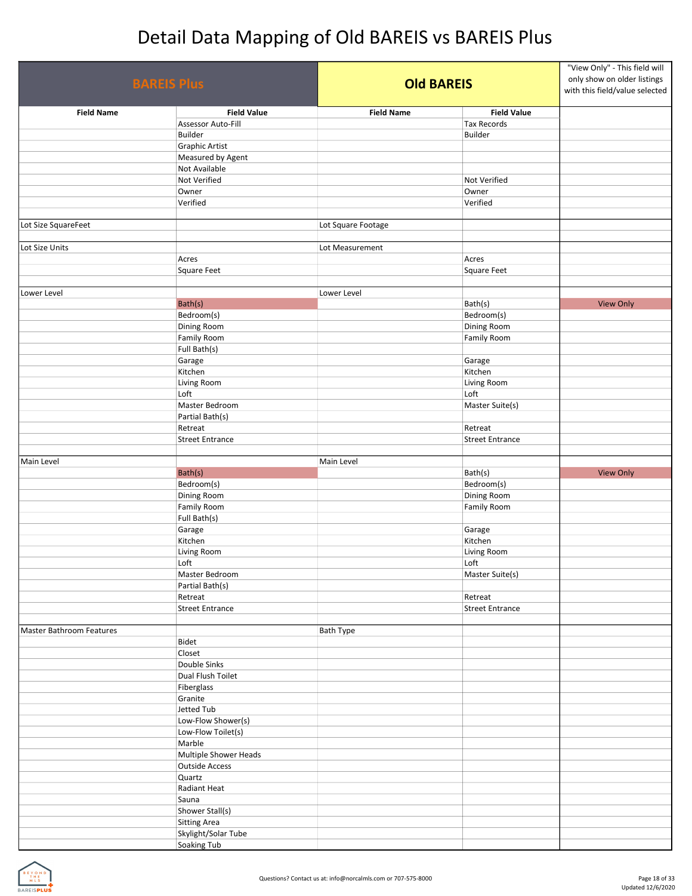# Detail Data Mapping of Old BAREIS vs BAREIS Plus

| BAREIS Plus | | Old BAREIS | | "View Only" - This field will only show on older listings with this field/value selected |
|---|---|---|---|---|
| **Field Name** | **Field Value** | **Field Name** | **Field Value** | |
| | Assessor Auto-Fill | | Tax Records | |
| | Builder | | Builder | |
| | Graphic Artist | | | |
| | Measured by Agent | | | |
| | Not Available | | | |
| | Not Verified | | Not Verified | |
| | Owner | | Owner | |
| | Verified | | Verified | |
| | | | | |
| Lot Size SquareFeet | | Lot Square Footage | | |
| | | | | |
| Lot Size Units | | Lot Measurement | | |
| | Acres | | Acres | |
| | Square Feet | | Square Feet | |
| | | | | |
| Lower Level | | Lower Level | | |
| | Bath(s) | | Bath(s) | View Only |
| | Bedroom(s) | | Bedroom(s) | |
| | Dining Room | | Dining Room | |
| | Family Room | | Family Room | |
| | Full Bath(s) | | | |
| | Garage | | Garage | |
| | Kitchen | | Kitchen | |
| | Living Room | | Living Room | |
| | Loft | | Loft | |
| | Master Bedroom | | Master Suite(s) | |
| | Partial Bath(s) | | | |
| | Retreat | | Retreat | |
| | Street Entrance | | Street Entrance | |
| | | | | |
| Main Level | | Main Level | | |
| | Bath(s) | | Bath(s) | View Only |
| | Bedroom(s) | | Bedroom(s) | |
| | Dining Room | | Dining Room | |
| | Family Room | | Family Room | |
| | Full Bath(s) | | | |
| | Garage | | Garage | |
| | Kitchen | | Kitchen | |
| | Living Room | | Living Room | |
| | Loft | | Loft | |
| | Master Bedroom | | Master Suite(s) | |
| | Partial Bath(s) | | | |
| | Retreat | | Retreat | |
| | Street Entrance | | Street Entrance | |
| | | | | |
| Master Bathroom Features | | Bath Type | | |
| | Bidet | | | |
| | Closet | | | |
| | Double Sinks | | | |
| | Dual Flush Toilet | | | |
| | Fiberglass | | | |
| | Granite | | | |
| | Jetted Tub | | | |
| | Low-Flow Shower(s) | | | |
| | Low-Flow Toilet(s) | | | |
| | Marble | | | |
| | Multiple Shower Heads | | | |
| | Outside Access | | | |
| | Quartz | | | |
| | Radiant Heat | | | |
| | Sauna | | | |
| | Shower Stall(s) | | | |
| | Sitting Area | | | |
| | Skylight/Solar Tube | | | |
| | Soaking Tub | | | |

Questions? Contact us at: info@norcalmls.com or 707-575-8000

Updated 12/6/2020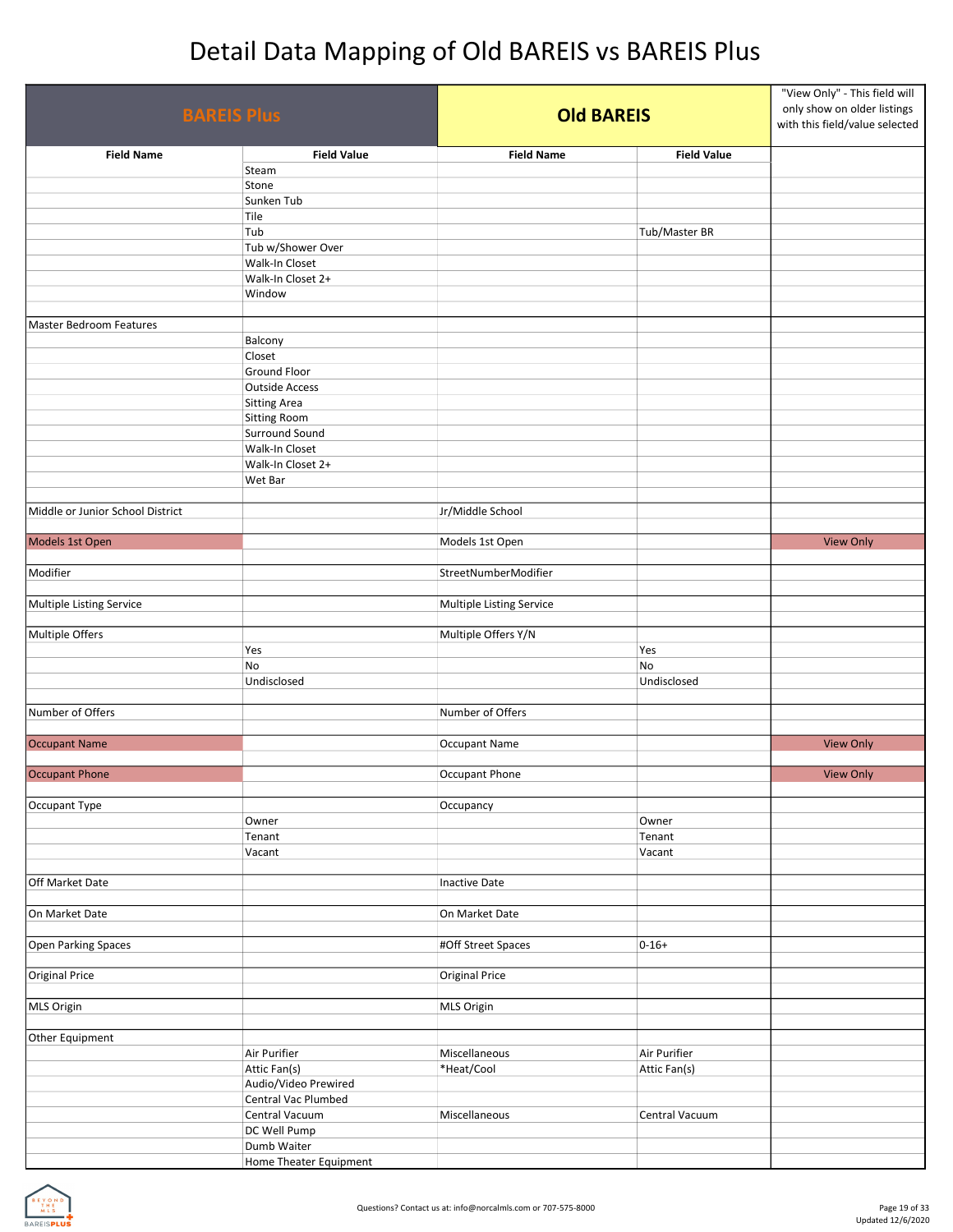# Detail Data Mapping of Old BAREIS vs BAREIS Plus

| BAREIS Plus | | Old BAREIS | | "View Only" - This field will only show on older listings with this field/value selected |
|---|---|---|---|---|
| **Field Name** | **Field Value** | **Field Name** | **Field Value** | |
| | Steam | | | |
| | Stone | | | |
| | Sunken Tub | | | |
| | Tile | | | |
| | Tub | | Tub/Master BR | |
| | Tub w/Shower Over | | | |
| | Walk-In Closet | | | |
| | Walk-In Closet 2+ | | | |
| | Window | | | |
| | | | | |
| Master Bedroom Features | | | | |
| | Balcony | | | |
| | Closet | | | |
| | Ground Floor | | | |
| | Outside Access | | | |
| | Sitting Area | | | |
| | Sitting Room | | | |
| | Surround Sound | | | |
| | Walk-In Closet | | | |
| | Walk-In Closet 2+ | | | |
| | Wet Bar | | | |
| | | | | |
| Middle or Junior School District | | Jr/Middle School | | |
| | | | | |
| Models 1st Open | | Models 1st Open | | View Only |
| | | | | |
| Modifier | | StreetNumberModifier | | |
| | | | | |
| Multiple Listing Service | | Multiple Listing Service | | |
| | | | | |
| Multiple Offers | | Multiple Offers Y/N | | |
| | Yes | | Yes | |
| | No | | No | |
| | Undisclosed | | Undisclosed | |
| | | | | |
| Number of Offers | | Number of Offers | | |
| | | | | |
| Occupant Name | | Occupant Name | | View Only |
| | | | | |
| Occupant Phone | | Occupant Phone | | View Only |
| | | | | |
| Occupant Type | | Occupancy | | |
| | Owner | | Owner | |
| | Tenant | | Tenant | |
| | Vacant | | Vacant | |
| | | | | |
| Off Market Date | | Inactive Date | | |
| | | | | |
| On Market Date | | On Market Date | | |
| | | | | |
| Open Parking Spaces | | #Off Street Spaces | 0-16+ | |
| | | | | |
| Original Price | | Original Price | | |
| | | | | |
| MLS Origin | | MLS Origin | | |
| | | | | |
| Other Equipment | | | | |
| | Air Purifier | Miscellaneous | Air Purifier | |
| | Attic Fan(s) | *Heat/Cool | Attic Fan(s) | |
| | Audio/Video Prewired | | | |
| | Central Vac Plumbed | | | |
| | Central Vacuum | Miscellaneous | Central Vacuum | |
| | DC Well Pump | | | |
| | Dumb Waiter | | | |
| | Home Theater Equipment | | | |

Questions? Contact us at: info@norcalmls.com or 707-575-8000

Updated 12/6/2020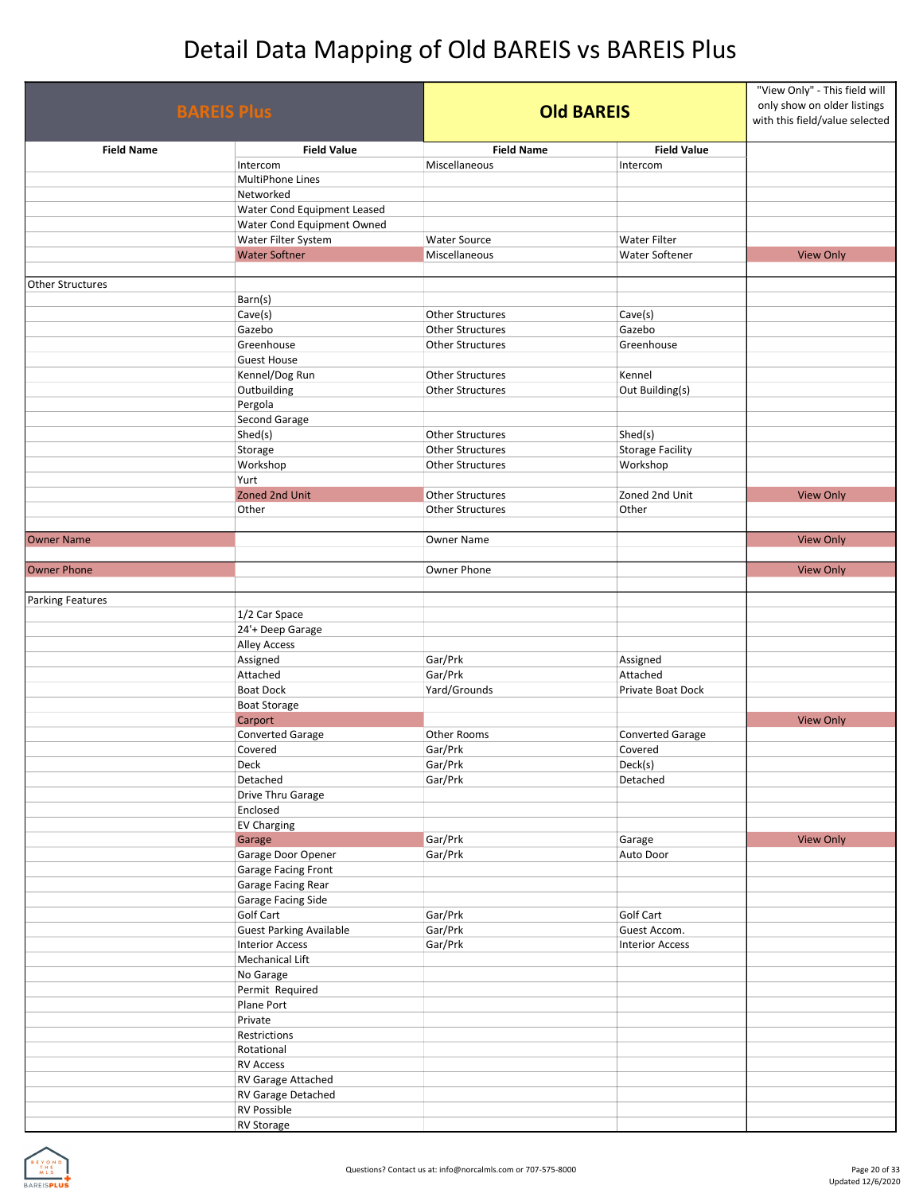# Detail Data Mapping of Old BAREIS vs BAREIS Plus

| BAREIS Plus | | Old BAREIS | | "View Only" - This field will only show on older listings with this field/value selected |
|---|---|---|---|---|
| **Field Name** | **Field Value** | **Field Name** | **Field Value** | |
| | Intercom | Miscellaneous | Intercom | |
| | MultiPhone Lines | | | |
| | Networked | | | |
| | Water Cond Equipment Leased | | | |
| | Water Cond Equipment Owned | | | |
| | Water Filter System | Water Source | Water Filter | |
| | Water Softner | Miscellaneous | Water Softener | View Only |
| | | | | |
| Other Structures | | | | |
| | Barn(s) | | | |
| | Cave(s) | Other Structures | Cave(s) | |
| | Gazebo | Other Structures | Gazebo | |
| | Greenhouse | Other Structures | Greenhouse | |
| | Guest House | | | |
| | Kennel/Dog Run | Other Structures | Kennel | |
| | Outbuilding | Other Structures | Out Building(s) | |
| | Pergola | | | |
| | Second Garage | | | |
| | Shed(s) | Other Structures | Shed(s) | |
| | Storage | Other Structures | Storage Facility | |
| | Workshop | Other Structures | Workshop | |
| | Yurt | | | |
| | Zoned 2nd Unit | Other Structures | Zoned 2nd Unit | View Only |
| | Other | Other Structures | Other | |
| | | | | |
| Owner Name | | Owner Name | | View Only |
| | | | | |
| Owner Phone | | Owner Phone | | View Only |
| | | | | |
| Parking Features | | | | |
| | 1/2 Car Space | | | |
| | 24'+ Deep Garage | | | |
| | Alley Access | | | |
| | Assigned | Gar/Prk | Assigned | |
| | Attached | Gar/Prk | Attached | |
| | Boat Dock | Yard/Grounds | Private Boat Dock | |
| | Boat Storage | | | |
| | Carport | | | View Only |
| | Converted Garage | Other Rooms | Converted Garage | |
| | Covered | Gar/Prk | Covered | |
| | Deck | Gar/Prk | Deck(s) | |
| | Detached | Gar/Prk | Detached | |
| | Drive Thru Garage | | | |
| | Enclosed | | | |
| | EV Charging | | | |
| | Garage | Gar/Prk | Garage | View Only |
| | Garage Door Opener | Gar/Prk | Auto Door | |
| | Garage Facing Front | | | |
| | Garage Facing Rear | | | |
| | Garage Facing Side | | | |
| | Golf Cart | Gar/Prk | Golf Cart | |
| | Guest Parking Available | Gar/Prk | Guest Accom. | |
| | Interior Access | Gar/Prk | Interior Access | |
| | Mechanical Lift | | | |
| | No Garage | | | |
| | Permit Required | | | |
| | Plane Port | | | |
| | Private | | | |
| | Restrictions | | | |
| | Rotational | | | |
| | RV Access | | | |
| | RV Garage Attached | | | |
| | RV Garage Detached | | | |
| | RV Possible | | | |
| | RV Storage | | | |

Questions? Contact us at: info@norcalmls.com or 707-575-8000

Updated 12/6/2020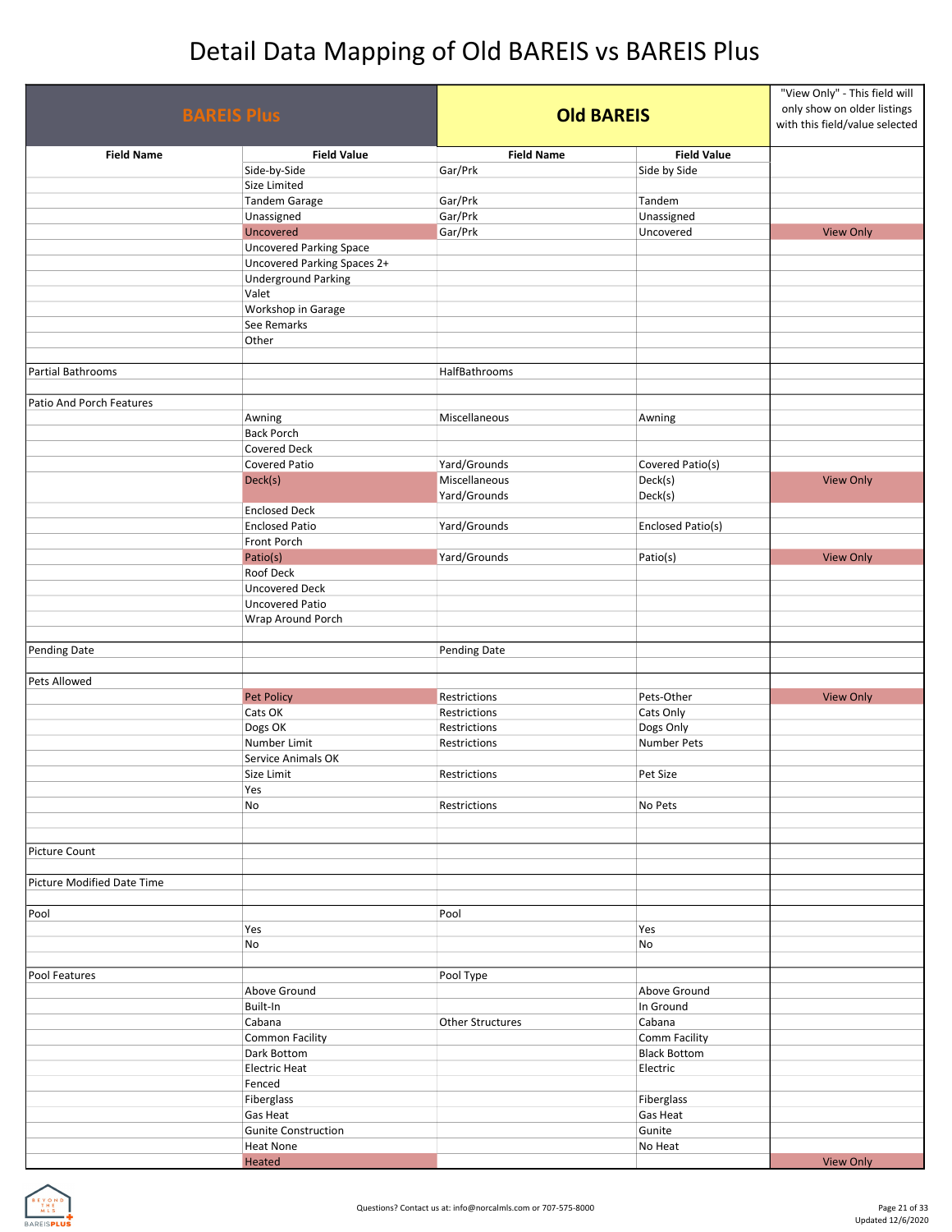# Detail Data Mapping of Old BAREIS vs BAREIS Plus

| BAREIS Plus | | Old BAREIS | | "View Only" - This field will only show on older listings with this field/value selected |
|---|---|---|---|---|
| **Field Name** | **Field Value** | **Field Name** | **Field Value** | |
| | Side-by-Side | Gar/Prk | Side by Side | |
| | Size Limited | | | |
| | Tandem Garage | Gar/Prk | Tandem | |
| | Unassigned | Gar/Prk | Unassigned | |
| | Uncovered | Gar/Prk | Uncovered | View Only |
| | Uncovered Parking Space | | | |
| | Uncovered Parking Spaces 2+ | | | |
| | Underground Parking | | | |
| | Valet | | | |
| | Workshop in Garage | | | |
| | See Remarks | | | |
| | Other | | | |
| | | | | |
| Partial Bathrooms | | HalfBathrooms | | |
| | | | | |
| Patio And Porch Features | | | | |
| | Awning | Miscellaneous | Awning | |
| | Back Porch | | | |
| | Covered Deck | | | |
| | Covered Patio | Yard/Grounds | Covered Patio(s) | |
| | Deck(s) | Miscellaneous<br>Yard/Grounds | Deck(s)<br>Deck(s) | View Only |
| | Enclosed Deck | | | |
| | Enclosed Patio | Yard/Grounds | Enclosed Patio(s) | |
| | Front Porch | | | |
| | Patio(s) | Yard/Grounds | Patio(s) | View Only |
| | Roof Deck | | | |
| | Uncovered Deck | | | |
| | Uncovered Patio | | | |
| | Wrap Around Porch | | | |
| | | | | |
| Pending Date | | Pending Date | | |
| | | | | |
| Pets Allowed | | | | |
| | Pet Policy | Restrictions | Pets-Other | View Only |
| | Cats OK | Restrictions | Cats Only | |
| | Dogs OK | Restrictions | Dogs Only | |
| | Number Limit | Restrictions | Number Pets | |
| | Service Animals OK | | | |
| | Size Limit | Restrictions | Pet Size | |
| | Yes | | | |
| | No | Restrictions | No Pets | |
| | | | | |
| | | | | |
| Picture Count | | | | |
| | | | | |
| Picture Modified Date Time | | | | |
| | | | | |
| Pool | | Pool | | |
| | Yes | | Yes | |
| | No | | No | |
| | | | | |
| Pool Features | | Pool Type | | |
| | Above Ground | | Above Ground | |
| | Built-In | | In Ground | |
| | Cabana | Other Structures | Cabana | |
| | Common Facility | | Comm Facility | |
| | Dark Bottom | | Black Bottom | |
| | Electric Heat | | Electric | |
| | Fenced | | | |
| | Fiberglass | | Fiberglass | |
| | Gas Heat | | Gas Heat | |
| | Gunite Construction | | Gunite | |
| | Heat None | | No Heat | |
| | Heated | | | View Only |

Questions? Contact us at: info@norcalmls.com or 707-575-8000

Updated 12/6/2020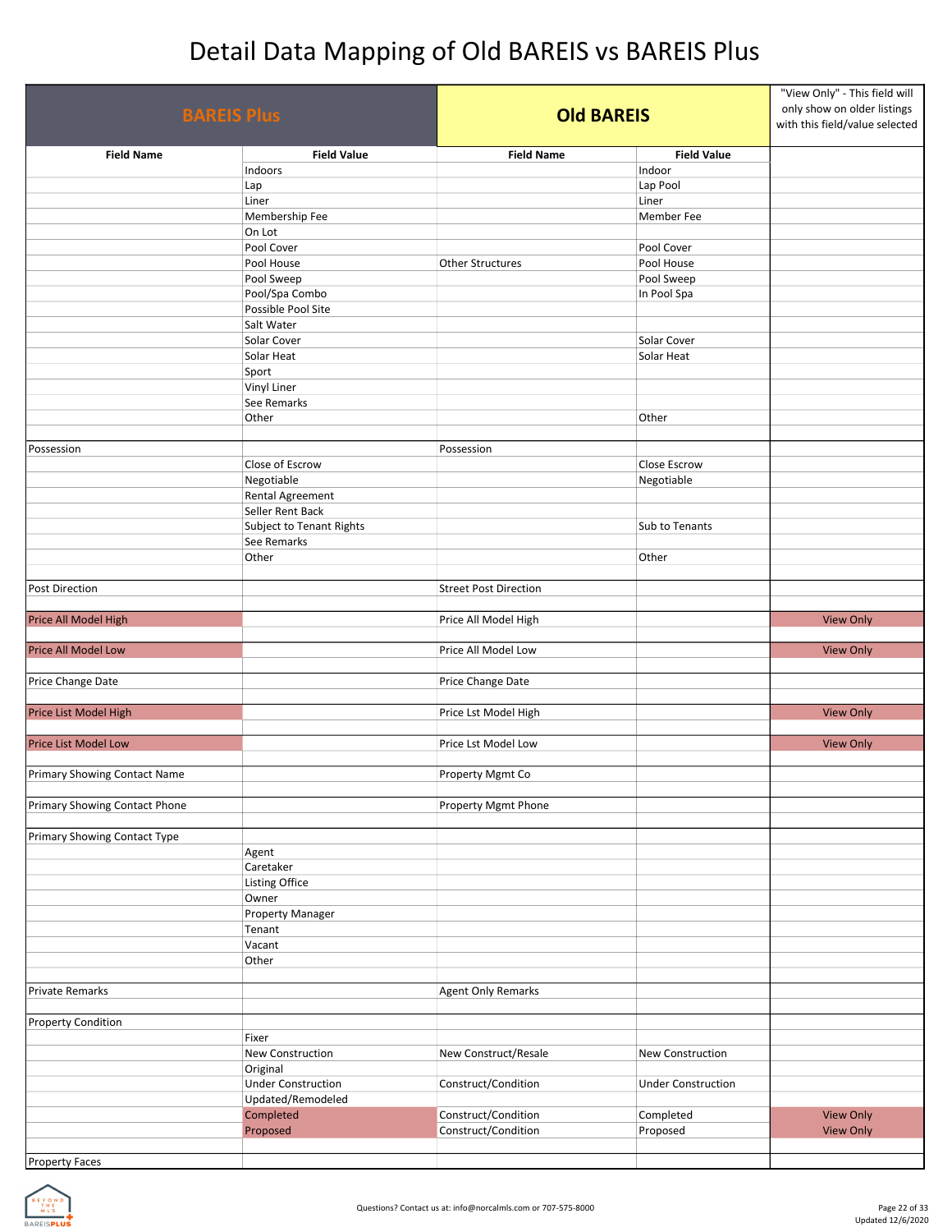# Detail Data Mapping of Old BAREIS vs BAREIS Plus

| BAREIS Plus | | Old BAREIS | | "View Only" - This field will only show on older listings with this field/value selected |
|---|---|---|---|---|
| **Field Name** | **Field Value** | **Field Name** | **Field Value** | |
| | Indoors | | Indoor | |
| | Lap | | Lap Pool | |
| | Liner | | Liner | |
| | Membership Fee | | Member Fee | |
| | On Lot | | | |
| | Pool Cover | | Pool Cover | |
| | Pool House | Other Structures | Pool House | |
| | Pool Sweep | | Pool Sweep | |
| | Pool/Spa Combo | | In Pool Spa | |
| | Possible Pool Site | | | |
| | Salt Water | | | |
| | Solar Cover | | Solar Cover | |
| | Solar Heat | | Solar Heat | |
| | Sport | | | |
| | Vinyl Liner | | | |
| | See Remarks | | | |
| | Other | | Other | |
| | | | | |
| Possession | | Possession | | |
| | Close of Escrow | | Close Escrow | |
| | Negotiable | | Negotiable | |
| | Rental Agreement | | | |
| | Seller Rent Back | | | |
| | Subject to Tenant Rights | | Sub to Tenants | |
| | See Remarks | | | |
| | Other | | Other | |
| | | | | |
| Post Direction | | Street Post Direction | | |
| | | | | |
| Price All Model High | | Price All Model High | | View Only |
| | | | | |
| Price All Model Low | | Price All Model Low | | View Only |
| | | | | |
| Price Change Date | | Price Change Date | | |
| | | | | |
| Price List Model High | | Price Lst Model High | | View Only |
| | | | | |
| Price List Model Low | | Price Lst Model Low | | View Only |
| | | | | |
| Primary Showing Contact Name | | Property Mgmt Co | | |
| | | | | |
| Primary Showing Contact Phone | | Property Mgmt Phone | | |
| | | | | |
| Primary Showing Contact Type | | | | |
| | Agent | | | |
| | Caretaker | | | |
| | Listing Office | | | |
| | Owner | | | |
| | Property Manager | | | |
| | Tenant | | | |
| | Vacant | | | |
| | Other | | | |
| | | | | |
| Private Remarks | | Agent Only Remarks | | |
| | | | | |
| Property Condition | | | | |
| | Fixer | | | |
| | New Construction | New Construct/Resale | New Construction | |
| | Original | | | |
| | Under Construction | Construct/Condition | Under Construction | |
| | Updated/Remodeled | | | |
| | Completed | Construct/Condition | Completed | View Only |
| | Proposed | Construct/Condition | Proposed | View Only |
| | | | | |
| Property Faces | | | | |

Questions? Contact us at: info@norcalmls.com or 707-575-8000

Updated 12/6/2020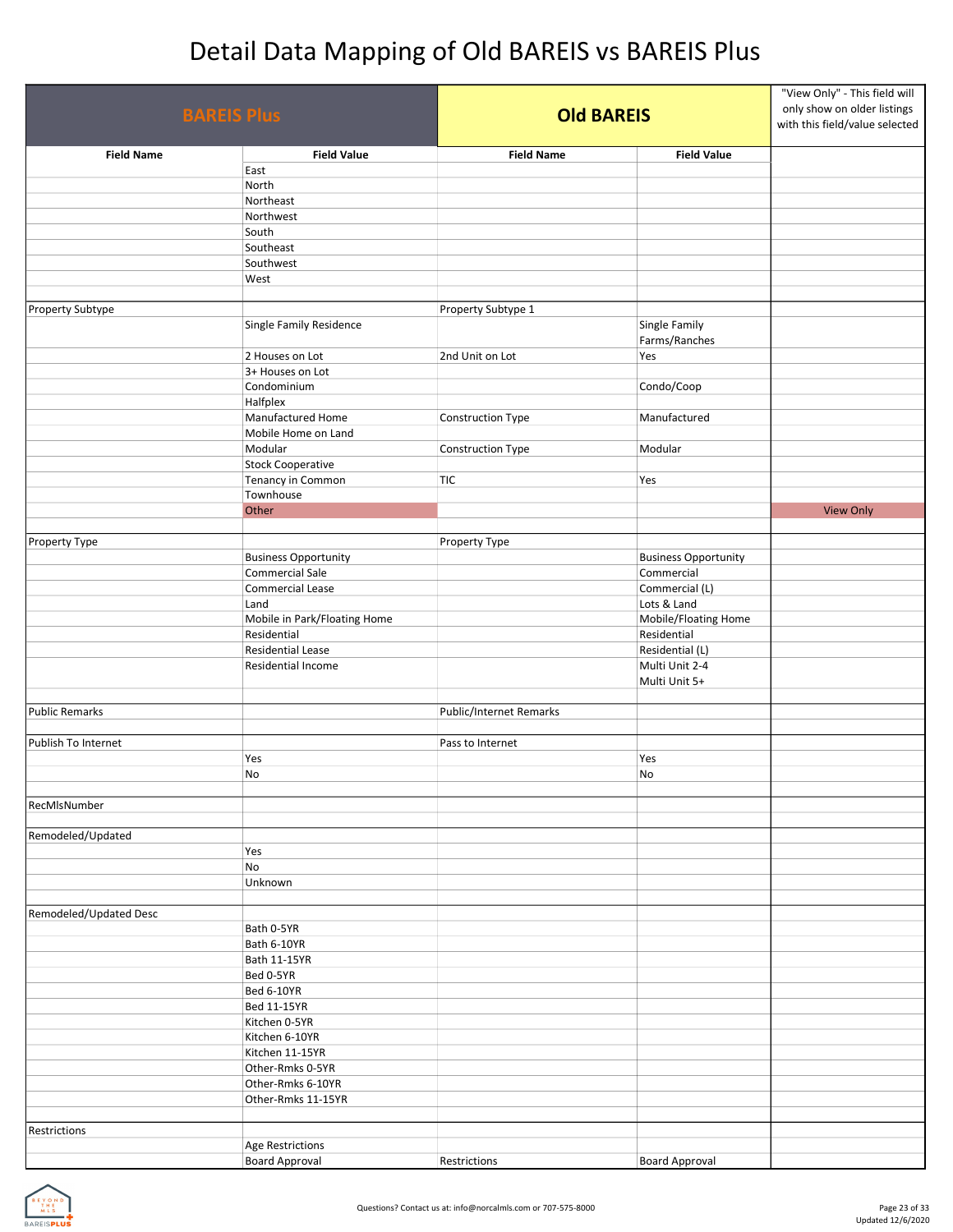# Detail Data Mapping of Old BAREIS vs BAREIS Plus

| BAREIS Plus | | Old BAREIS | | "View Only" - This field will only show on older listings with this field/value selected |
|---|---|---|---|---|
| **Field Name** | **Field Value** | **Field Name** | **Field Value** | |
| | East | | | |
| | North | | | |
| | Northeast | | | |
| | Northwest | | | |
| | South | | | |
| | Southeast | | | |
| | Southwest | | | |
| | West | | | |
| | | | | |
| Property Subtype | | Property Subtype 1 | | |
| | Single Family Residence | | Single Family<br>Farms/Ranches | |
| | 2 Houses on Lot | 2nd Unit on Lot | Yes | |
| | 3+ Houses on Lot | | | |
| | Condominium | | Condo/Coop | |
| | Halfplex | | | |
| | Manufactured Home | Construction Type | Manufactured | |
| | Mobile Home on Land | | | |
| | Modular | Construction Type | Modular | |
| | Stock Cooperative | | | |
| | Tenancy in Common | TIC | Yes | |
| | Townhouse | | | |
| | Other | | | View Only |
| | | | | |
| Property Type | | Property Type | | |
| | Business Opportunity | | Business Opportunity | |
| | Commercial Sale | | Commercial | |
| | Commercial Lease | | Commercial (L) | |
| | Land | | Lots & Land | |
| | Mobile in Park/Floating Home | | Mobile/Floating Home | |
| | Residential | | Residential | |
| | Residential Lease | | Residential (L) | |
| | Residential Income | | Multi Unit 2-4<br>Multi Unit 5+ | |
| | | | | |
| Public Remarks | | Public/Internet Remarks | | |
| | | | | |
| Publish To Internet | | Pass to Internet | | |
| | Yes | | Yes | |
| | No | | No | |
| | | | | |
| RecMlsNumber | | | | |
| | | | | |
| Remodeled/Updated | | | | |
| | Yes | | | |
| | No | | | |
| | Unknown | | | |
| | | | | |
| Remodeled/Updated Desc | | | | |
| | Bath 0-5YR | | | |
| | Bath 6-10YR | | | |
| | Bath 11-15YR | | | |
| | Bed 0-5YR | | | |
| | Bed 6-10YR | | | |
| | Bed 11-15YR | | | |
| | Kitchen 0-5YR | | | |
| | Kitchen 6-10YR | | | |
| | Kitchen 11-15YR | | | |
| | Other-Rmks 0-5YR | | | |
| | Other-Rmks 6-10YR | | | |
| | Other-Rmks 11-15YR | | | |
| | | | | |
| Restrictions | | | | |
| | Age Restrictions | | | |
| | Board Approval | Restrictions | Board Approval | |

Questions? Contact us at: info@norcalmls.com or 707-575-8000

Updated 12/6/2020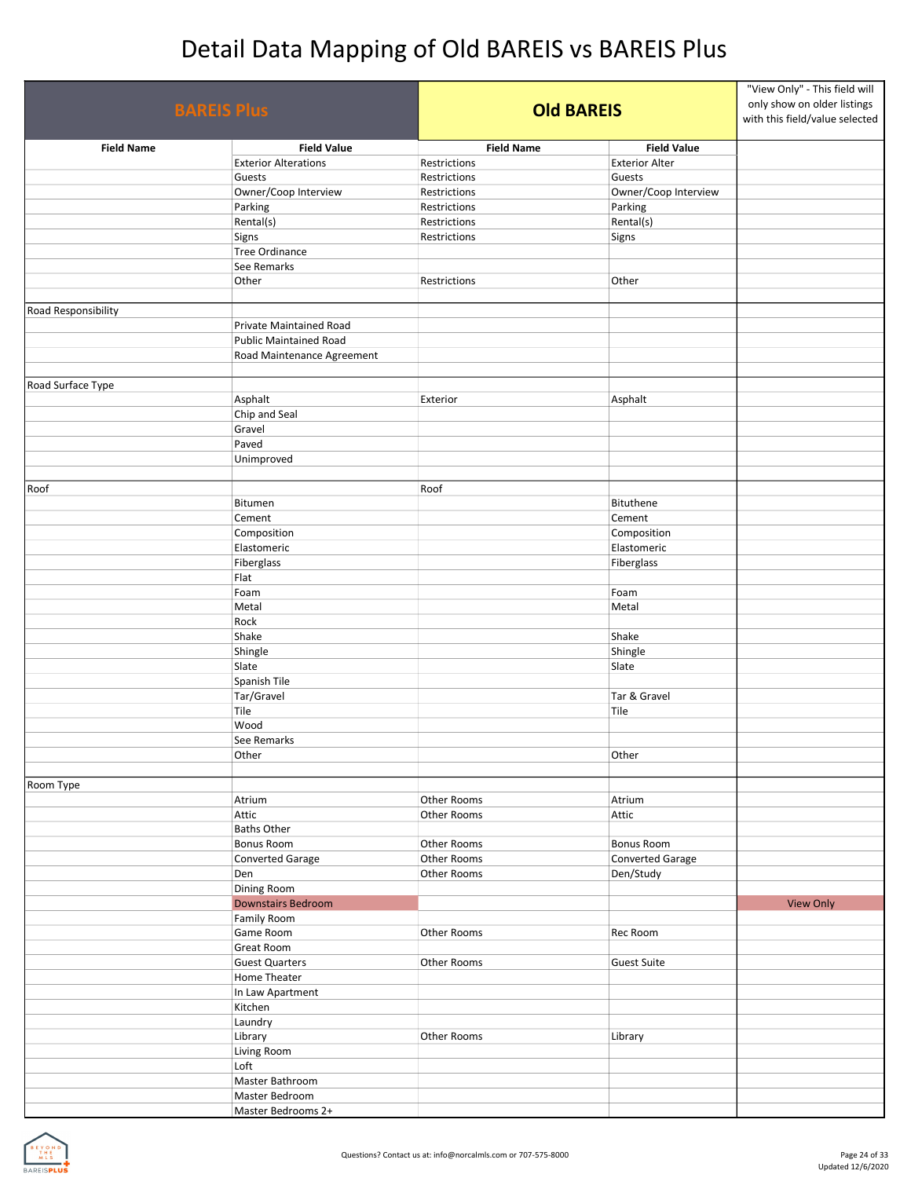# Detail Data Mapping of Old BAREIS vs BAREIS Plus

| BAREIS Plus | | Old BAREIS | | "View Only" - This field will only show on older listings with this field/value selected |
|---|---|---|---|---|
| **Field Name** | **Field Value** | **Field Name** | **Field Value** | |
| | Exterior Alterations | Restrictions | Exterior Alter | |
| | Guests | Restrictions | Guests | |
| | Owner/Coop Interview | Restrictions | Owner/Coop Interview | |
| | Parking | Restrictions | Parking | |
| | Rental(s) | Restrictions | Rental(s) | |
| | Signs | Restrictions | Signs | |
| | Tree Ordinance | | | |
| | See Remarks | | | |
| | Other | Restrictions | Other | |
| | | | | |
| Road Responsibility | | | | |
| | Private Maintained Road | | | |
| | Public Maintained Road | | | |
| | Road Maintenance Agreement | | | |
| | | | | |
| Road Surface Type | | | | |
| | Asphalt | Exterior | Asphalt | |
| | Chip and Seal | | | |
| | Gravel | | | |
| | Paved | | | |
| | Unimproved | | | |
| | | | | |
| Roof | | Roof | | |
| | Bitumen | | Bituthene | |
| | Cement | | Cement | |
| | Composition | | Composition | |
| | Elastomeric | | Elastomeric | |
| | Fiberglass | | Fiberglass | |
| | Flat | | | |
| | Foam | | Foam | |
| | Metal | | Metal | |
| | Rock | | | |
| | Shake | | Shake | |
| | Shingle | | Shingle | |
| | Slate | | Slate | |
| | Spanish Tile | | | |
| | Tar/Gravel | | Tar & Gravel | |
| | Tile | | Tile | |
| | Wood | | | |
| | See Remarks | | | |
| | Other | | Other | |
| | | | | |
| Room Type | | | | |
| | Atrium | Other Rooms | Atrium | |
| | Attic | Other Rooms | Attic | |
| | Baths Other | | | |
| | Bonus Room | Other Rooms | Bonus Room | |
| | Converted Garage | Other Rooms | Converted Garage | |
| | Den | Other Rooms | Den/Study | |
| | Dining Room | | | |
| | Downstairs Bedroom | | | View Only |
| | Family Room | | | |
| | Game Room | Other Rooms | Rec Room | |
| | Great Room | | | |
| | Guest Quarters | Other Rooms | Guest Suite | |
| | Home Theater | | | |
| | In Law Apartment | | | |
| | Kitchen | | | |
| | Laundry | | | |
| | Library | Other Rooms | Library | |
| | Living Room | | | |
| | Loft | | | |
| | Master Bathroom | | | |
| | Master Bedroom | | | |
| | Master Bedrooms 2+ | | | |

Questions? Contact us at: info@norcalmls.com or 707-575-8000

Updated 12/6/2020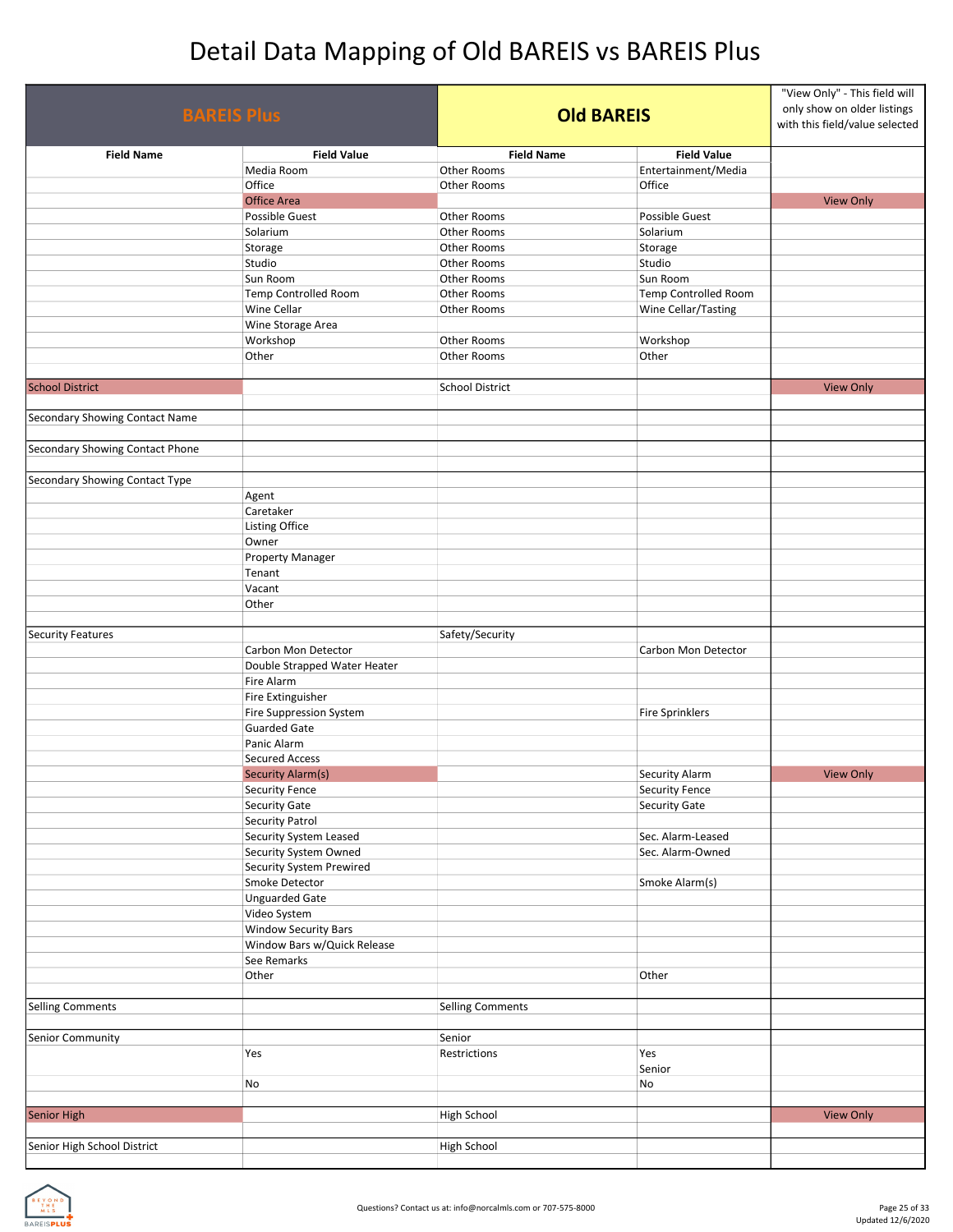# Detail Data Mapping of Old BAREIS vs BAREIS Plus

| BAREIS Plus | | Old BAREIS | | "View Only" - This field will only show on older listings with this field/value selected |
|---|---|---|---|---|
| **Field Name** | **Field Value** | **Field Name** | **Field Value** | |
| | Media Room | Other Rooms | Entertainment/Media | |
| | Office | Other Rooms | Office | |
| | Office Area | | | View Only |
| | Possible Guest | Other Rooms | Possible Guest | |
| | Solarium | Other Rooms | Solarium | |
| | Storage | Other Rooms | Storage | |
| | Studio | Other Rooms | Studio | |
| | Sun Room | Other Rooms | Sun Room | |
| | Temp Controlled Room | Other Rooms | Temp Controlled Room | |
| | Wine Cellar | Other Rooms | Wine Cellar/Tasting | |
| | Wine Storage Area | | | |
| | Workshop | Other Rooms | Workshop | |
| | Other | Other Rooms | Other | |
| | | | | |
| School District | | School District | | View Only |
| | | | | |
| Secondary Showing Contact Name | | | | |
| | | | | |
| Secondary Showing Contact Phone | | | | |
| | | | | |
| Secondary Showing Contact Type | | | | |
| | Agent | | | |
| | Caretaker | | | |
| | Listing Office | | | |
| | Owner | | | |
| | Property Manager | | | |
| | Tenant | | | |
| | Vacant | | | |
| | Other | | | |
| | | | | |
| Security Features | | Safety/Security | | |
| | Carbon Mon Detector | | Carbon Mon Detector | |
| | Double Strapped Water Heater | | | |
| | Fire Alarm | | | |
| | Fire Extinguisher | | | |
| | Fire Suppression System | | Fire Sprinklers | |
| | Guarded Gate | | | |
| | Panic Alarm | | | |
| | Secured Access | | | |
| | Security Alarm(s) | | Security Alarm | View Only |
| | Security Fence | | Security Fence | |
| | Security Gate | | Security Gate | |
| | Security Patrol | | | |
| | Security System Leased | | Sec. Alarm-Leased | |
| | Security System Owned | | Sec. Alarm-Owned | |
| | Security System Prewired | | | |
| | Smoke Detector | | Smoke Alarm(s) | |
| | Unguarded Gate | | | |
| | Video System | | | |
| | Window Security Bars | | | |
| | Window Bars w/Quick Release | | | |
| | See Remarks | | | |
| | Other | | Other | |
| | | | | |
| Selling Comments | | Selling Comments | | |
| | | | | |
| Senior Community | | Senior | | |
| | Yes | Restrictions | Yes<br>Senior | |
| | No | | No | |
| | | | | |
| Senior High | | High School | | View Only |
| | | | | |
| Senior High School District | | High School | | |
| | | | | |

Questions? Contact us at: info@norcalmls.com or 707-575-8000

Updated 12/6/2020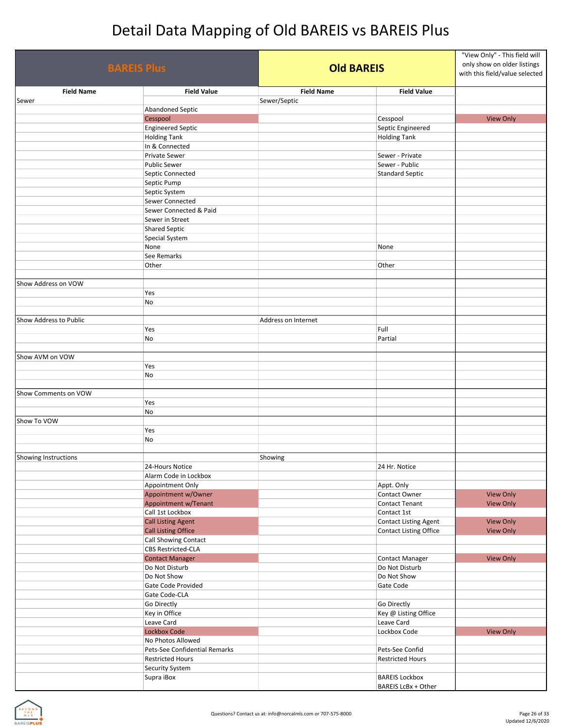# Detail Data Mapping of Old BAREIS vs BAREIS Plus

| BAREIS Plus | | Old BAREIS | | "View Only" - This field will only show on older listings with this field/value selected |
|---|---|---|---|---|
| **Field Name** | **Field Value** | **Field Name** | **Field Value** | |
| Sewer | | Sewer/Septic | | |
| | Abandoned Septic | | | |
| | Cesspool | | Cesspool | View Only |
| | Engineered Septic | | Septic Engineered | |
| | Holding Tank | | Holding Tank | |
| | In & Connected | | | |
| | Private Sewer | | Sewer - Private | |
| | Public Sewer | | Sewer - Public | |
| | Septic Connected | | Standard Septic | |
| | Septic Pump | | | |
| | Septic System | | | |
| | Sewer Connected | | | |
| | Sewer Connected & Paid | | | |
| | Sewer in Street | | | |
| | Shared Septic | | | |
| | Special System | | | |
| | None | | None | |
| | See Remarks | | | |
| | Other | | Other | |
| | | | | |
| Show Address on VOW | | | | |
| | Yes | | | |
| | No | | | |
| | | | | |
| Show Address to Public | | Address on Internet | | |
| | Yes | | Full | |
| | No | | Partial | |
| | | | | |
| Show AVM on VOW | | | | |
| | Yes | | | |
| | No | | | |
| | | | | |
| Show Comments on VOW | | | | |
| | Yes | | | |
| | No | | | |
| Show To VOW | | | | |
| | Yes | | | |
| | No | | | |
| | | | | |
| Showing Instructions | | Showing | | |
| | 24-Hours Notice | | 24 Hr. Notice | |
| | Alarm Code in Lockbox | | | |
| | Appointment Only | | Appt. Only | |
| | Appointment w/Owner | | Contact Owner | View Only |
| | Appointment w/Tenant | | Contact Tenant | View Only |
| | Call 1st Lockbox | | Contact 1st | |
| | Call Listing Agent | | Contact Listing Agent | View Only |
| | Call Listing Office | | Contact Listing Office | View Only |
| | Call Showing Contact | | | |
| | CBS Restricted-CLA | | | |
| | Contact Manager | | Contact Manager | View Only |
| | Do Not Disturb | | Do Not Disturb | |
| | Do Not Show | | Do Not Show | |
| | Gate Code Provided | | Gate Code | |
| | Gate Code-CLA | | | |
| | Go Directly | | Go Directly | |
| | Key in Office | | Key @ Listing Office | |
| | Leave Card | | Leave Card | |
| | Lockbox Code | | Lockbox Code | View Only |
| | No Photos Allowed | | | |
| | Pets-See Confidential Remarks | | Pets-See Confid | |
| | Restricted Hours | | Restricted Hours | |
| | Security System | | | |
| | Supra iBox | | BAREIS Lockbox<br>BAREIS LcBx + Other | |

Questions? Contact us at: info@norcalmls.com or 707-575-8000

Updated 12/6/2020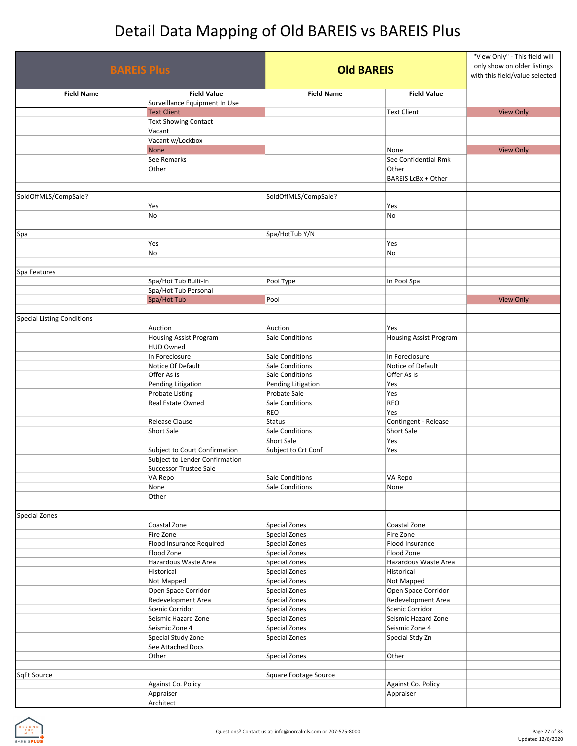# Detail Data Mapping of Old BAREIS vs BAREIS Plus

| BAREIS Plus | | Old BAREIS | | "View Only" - This field will only show on older listings with this field/value selected |
|---|---|---|---|---|
| **Field Name** | **Field Value** | **Field Name** | **Field Value** | |
| | Surveillance Equipment In Use | | | |
| | Text Client | | Text Client | View Only |
| | Text Showing Contact | | | |
| | Vacant | | | |
| | Vacant w/Lockbox | | | |
| | None | | None | View Only |
| | See Remarks | | See Confidential Rmk | |
| | Other | | Other | |
| | | | BAREIS LcBx + Other | |
| | | | | |
| SoldOffMLS/CompSale? | | SoldOffMLS/CompSale? | | |
| | Yes | | Yes | |
| | No | | No | |
| | | | | |
| Spa | | Spa/HotTub Y/N | | |
| | Yes | | Yes | |
| | No | | No | |
| | | | | |
| Spa Features | | | | |
| | Spa/Hot Tub Built-In | Pool Type | In Pool Spa | |
| | Spa/Hot Tub Personal | | | |
| | Spa/Hot Tub | Pool | | View Only |
| | | | | |
| Special Listing Conditions | | | | |
| | Auction | Auction | Yes | |
| | Housing Assist Program | Sale Conditions | Housing Assist Program | |
| | HUD Owned | | | |
| | In Foreclosure | Sale Conditions | In Foreclosure | |
| | Notice Of Default | Sale Conditions | Notice of Default | |
| | Offer As Is | Sale Conditions | Offer As Is | |
| | Pending Litigation | Pending Litigation | Yes | |
| | Probate Listing | Probate Sale | Yes | |
| | Real Estate Owned | Sale Conditions | REO | |
| | | REO | Yes | |
| | Release Clause | Status | Contingent - Release | |
| | Short Sale | Sale Conditions | Short Sale | |
| | | Short Sale | Yes | |
| | Subject to Court Confirmation | Subject to Crt Conf | Yes | |
| | Subject to Lender Confirmation | | | |
| | Successor Trustee Sale | | | |
| | VA Repo | Sale Conditions | VA Repo | |
| | None | Sale Conditions | None | |
| | Other | | | |
| | | | | |
| Special Zones | | | | |
| | Coastal Zone | Special Zones | Coastal Zone | |
| | Fire Zone | Special Zones | Fire Zone | |
| | Flood Insurance Required | Special Zones | Flood Insurance | |
| | Flood Zone | Special Zones | Flood Zone | |
| | Hazardous Waste Area | Special Zones | Hazardous Waste Area | |
| | Historical | Special Zones | Historical | |
| | Not Mapped | Special Zones | Not Mapped | |
| | Open Space Corridor | Special Zones | Open Space Corridor | |
| | Redevelopment Area | Special Zones | Redevelopment Area | |
| | Scenic Corridor | Special Zones | Scenic Corridor | |
| | Seismic Hazard Zone | Special Zones | Seismic Hazard Zone | |
| | Seismic Zone 4 | Special Zones | Seismic Zone 4 | |
| | Special Study Zone | Special Zones | Special Stdy Zn | |
| | See Attached Docs | | | |
| | Other | Special Zones | Other | |
| | | | | |
| SqFt Source | | Square Footage Source | | |
| | Against Co. Policy | | Against Co. Policy | |
| | Appraiser | | Appraiser | |
| | Architect | | | |

Questions? Contact us at: info@norcalmls.com or 707-575-8000

Updated 12/6/2020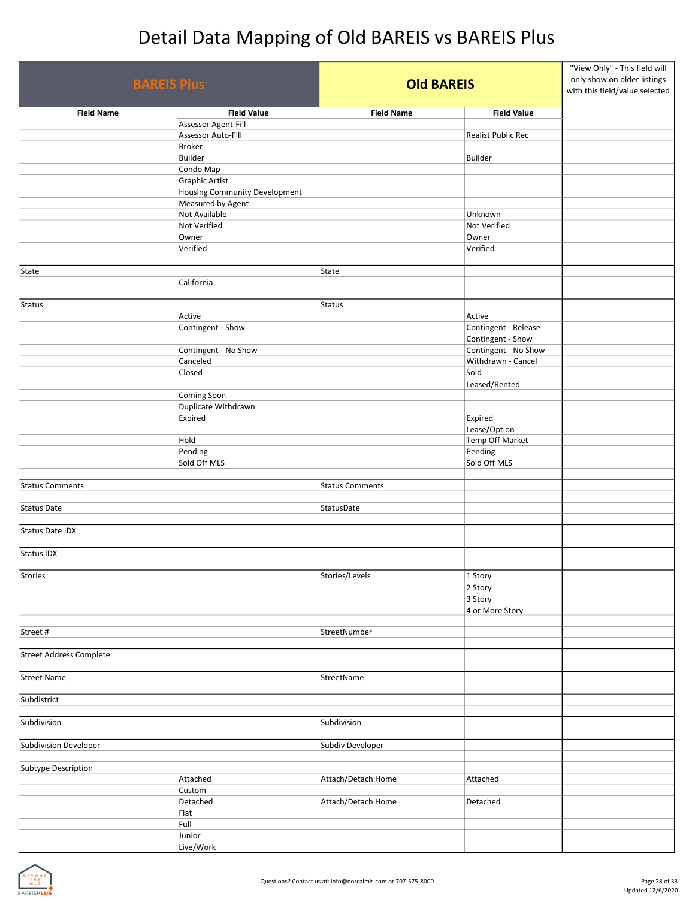# Detail Data Mapping of Old BAREIS vs BAREIS Plus

| BAREIS Plus | | Old BAREIS | | "View Only" - This field will only show on older listings with this field/value selected |
|---|---|---|---|---|
| **Field Name** | **Field Value** | **Field Name** | **Field Value** | |
| | Assessor Agent-Fill | | | |
| | Assessor Auto-Fill | | Realist Public Rec | |
| | Broker | | | |
| | Builder | | Builder | |
| | Condo Map | | | |
| | Graphic Artist | | | |
| | Housing Community Development | | | |
| | Measured by Agent | | | |
| | Not Available | | Unknown | |
| | Not Verified | | Not Verified | |
| | Owner | | Owner | |
| | Verified | | Verified | |
| | | | | |
| State | | State | | |
| | California | | | |
| | | | | |
| Status | | Status | | |
| | Active | | Active | |
| | Contingent - Show | | Contingent - Release<br>Contingent - Show | |
| | Contingent - No Show | | Contingent - No Show | |
| | Canceled | | Withdrawn - Cancel | |
| | Closed | | Sold<br>Leased/Rented | |
| | Coming Soon | | | |
| | Duplicate Withdrawn | | | |
| | Expired | | Expired<br>Lease/Option | |
| | Hold | | Temp Off Market | |
| | Pending | | Pending | |
| | Sold Off MLS | | Sold Off MLS | |
| | | | | |
| Status Comments | | Status Comments | | |
| | | | | |
| Status Date | | StatusDate | | |
| | | | | |
| Status Date IDX | | | | |
| | | | | |
| Status IDX | | | | |
| | | | | |
| Stories | | Stories/Levels | 1 Story<br>2 Story<br>3 Story<br>4 or More Story | |
| | | | | |
| Street # | | StreetNumber | | |
| | | | | |
| Street Address Complete | | | | |
| | | | | |
| Street Name | | StreetName | | |
| | | | | |
| Subdistrict | | | | |
| | | | | |
| Subdivision | | Subdivision | | |
| | | | | |
| Subdivision Developer | | Subdiv Developer | | |
| | | | | |
| Subtype Description | | | | |
| | Attached | Attach/Detach Home | Attached | |
| | Custom | | | |
| | Detached | Attach/Detach Home | Detached | |
| | Flat | | | |
| | Full | | | |
| | Junior | | | |
| | Live/Work | | | |

Questions? Contact us at: info@norcalmls.com or 707-575-8000

Updated 12/6/2020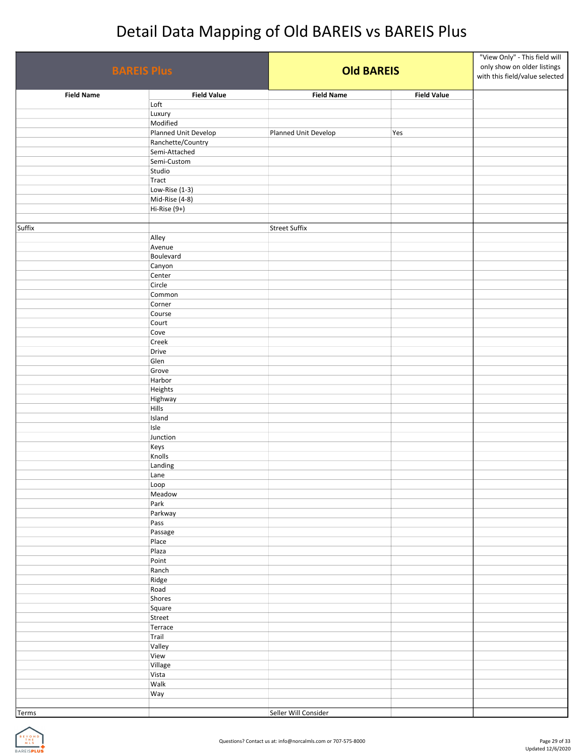# Detail Data Mapping of Old BAREIS vs BAREIS Plus

| BAREIS Plus | | Old BAREIS | | "View Only" - This field will only show on older listings with this field/value selected |
|---|---|---|---|---|
| **Field Name** | **Field Value** | **Field Name** | **Field Value** | |
| | Loft | | | |
| | Luxury | | | |
| | Modified | | | |
| | Planned Unit Develop | Planned Unit Develop | Yes | |
| | Ranchette/Country | | | |
| | Semi-Attached | | | |
| | Semi-Custom | | | |
| | Studio | | | |
| | Tract | | | |
| | Low-Rise (1-3) | | | |
| | Mid-Rise (4-8) | | | |
| | Hi-Rise (9+) | | | |
| | | | | |
| Suffix | | Street Suffix | | |
| | Alley | | | |
| | Avenue | | | |
| | Boulevard | | | |
| | Canyon | | | |
| | Center | | | |
| | Circle | | | |
| | Common | | | |
| | Corner | | | |
| | Course | | | |
| | Court | | | |
| | Cove | | | |
| | Creek | | | |
| | Drive | | | |
| | Glen | | | |
| | Grove | | | |
| | Harbor | | | |
| | Heights | | | |
| | Highway | | | |
| | Hills | | | |
| | Island | | | |
| | Isle | | | |
| | Junction | | | |
| | Keys | | | |
| | Knolls | | | |
| | Landing | | | |
| | Lane | | | |
| | Loop | | | |
| | Meadow | | | |
| | Park | | | |
| | Parkway | | | |
| | Pass | | | |
| | Passage | | | |
| | Place | | | |
| | Plaza | | | |
| | Point | | | |
| | Ranch | | | |
| | Ridge | | | |
| | Road | | | |
| | Shores | | | |
| | Square | | | |
| | Street | | | |
| | Terrace | | | |
| | Trail | | | |
| | Valley | | | |
| | View | | | |
| | Village | | | |
| | Vista | | | |
| | Walk | | | |
| | Way | | | |
| | | | | |
| Terms | | Seller Will Consider | | |

Questions? Contact us at: info@norcalmls.com or 707-575-8000

Updated 12/6/2020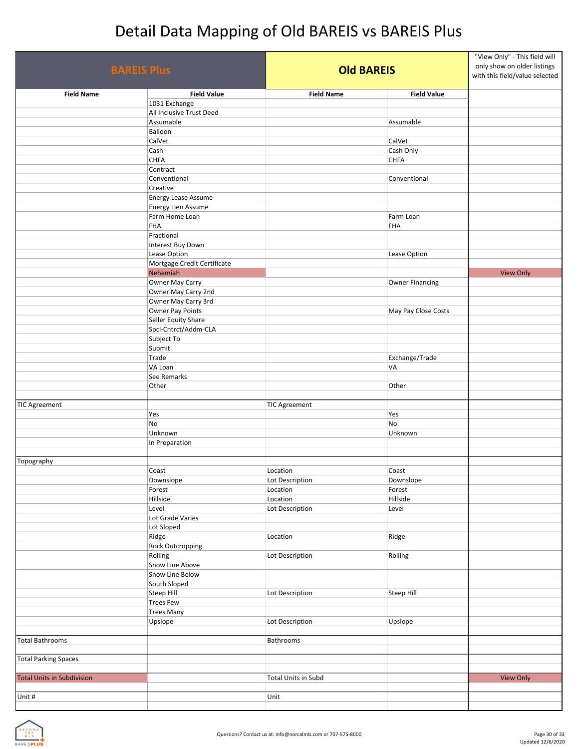# Detail Data Mapping of Old BAREIS vs BAREIS Plus

| BAREIS Plus | | Old BAREIS | | "View Only" - This field will only show on older listings with this field/value selected |
|---|---|---|---|---|
| **Field Name** | **Field Value** | **Field Name** | **Field Value** | |
| | 1031 Exchange | | | |
| | All Inclusive Trust Deed | | | |
| | Assumable | | Assumable | |
| | Balloon | | | |
| | CalVet | | CalVet | |
| | Cash | | Cash Only | |
| | CHFA | | CHFA | |
| | Contract | | | |
| | Conventional | | Conventional | |
| | Creative | | | |
| | Energy Lease Assume | | | |
| | Energy Lien Assume | | | |
| | Farm Home Loan | | Farm Loan | |
| | FHA | | FHA | |
| | Fractional | | | |
| | Interest Buy Down | | | |
| | Lease Option | | Lease Option | |
| | Mortgage Credit Certificate | | | |
| | Nehemiah | | | View Only |
| | Owner May Carry | | Owner Financing | |
| | Owner May Carry 2nd | | | |
| | Owner May Carry 3rd | | | |
| | Owner Pay Points | | May Pay Close Costs | |
| | Seller Equity Share | | | |
| | Spcl-Cntrct/Addm-CLA | | | |
| | Subject To | | | |
| | Submit | | | |
| | Trade | | Exchange/Trade | |
| | VA Loan | | VA | |
| | See Remarks | | | |
| | Other | | Other | |
| | | | | |
| TIC Agreement | | TIC Agreement | | |
| | Yes | | Yes | |
| | No | | No | |
| | Unknown | | Unknown | |
| | In Preparation | | | |
| | | | | |
| Topography | | | | |
| | Coast | Location | Coast | |
| | Downslope | Lot Description | Downslope | |
| | Forest | Location | Forest | |
| | Hillside | Location | Hillside | |
| | Level | Lot Description | Level | |
| | Lot Grade Varies | | | |
| | Lot Sloped | | | |
| | Ridge | Location | Ridge | |
| | Rock Outcropping | | | |
| | Rolling | Lot Description | Rolling | |
| | Snow Line Above | | | |
| | Snow Line Below | | | |
| | South Sloped | | | |
| | Steep Hill | Lot Description | Steep Hill | |
| | Trees Few | | | |
| | Trees Many | | | |
| | Upslope | Lot Description | Upslope | |
| | | | | |
| Total Bathrooms | | Bathrooms | | |
| | | | | |
| Total Parking Spaces | | | | |
| | | | | |
| Total Units in Subdivision | | Total Units in Subd | | View Only |
| | | | | |
| Unit # | | Unit | | |
| | | | | |

Questions? Contact us at: info@norcalmls.com or 707-575-8000

Updated 12/6/2020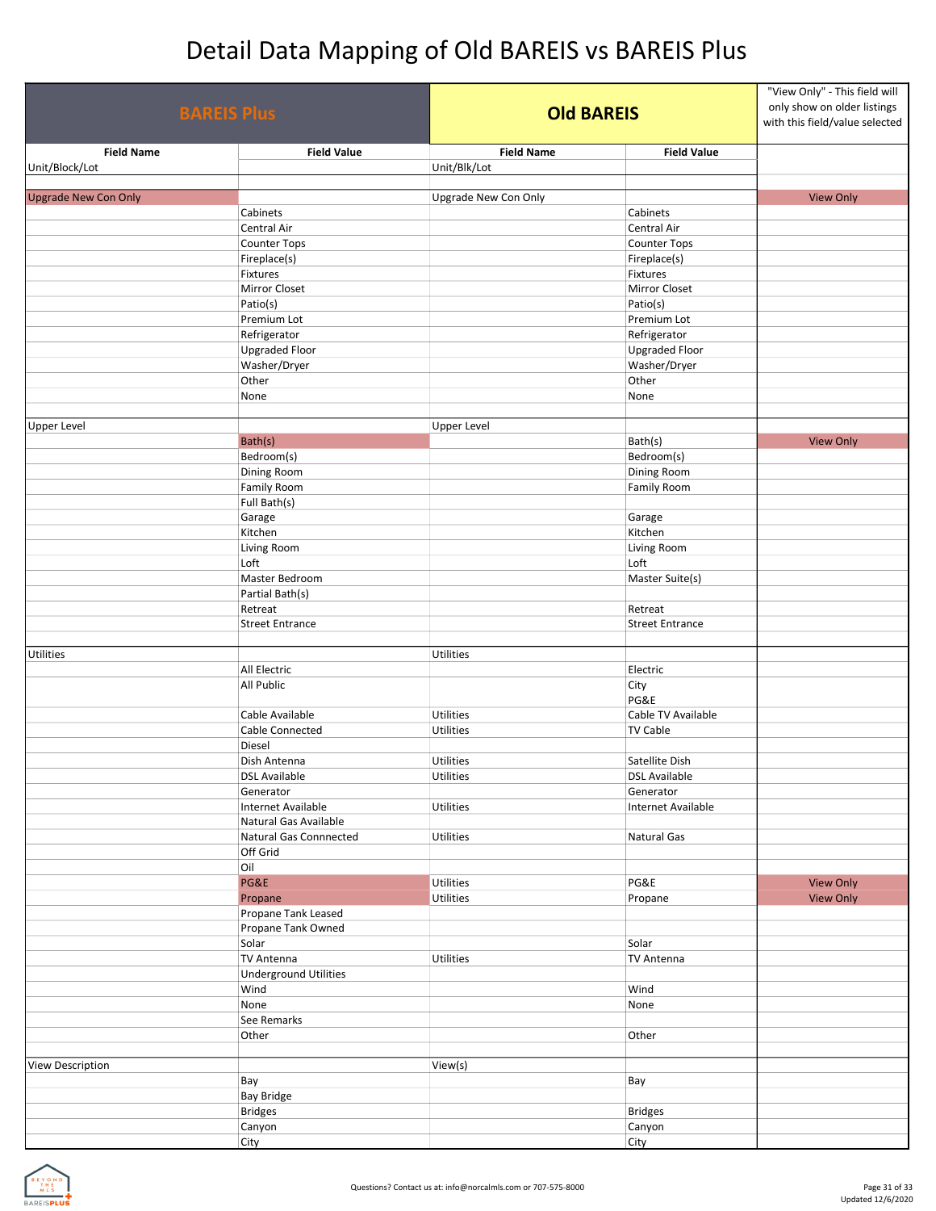# Detail Data Mapping of Old BAREIS vs BAREIS Plus

| BAREIS Plus | | Old BAREIS | | "View Only" - This field will only show on older listings with this field/value selected |
|---|---|---|---|---|
| **Field Name** | **Field Value** | **Field Name** | **Field Value** | |
| Unit/Block/Lot | | Unit/Blk/Lot | | |
| | | | | |
| Upgrade New Con Only | | Upgrade New Con Only | | View Only |
| | Cabinets | | Cabinets | |
| | Central Air | | Central Air | |
| | Counter Tops | | Counter Tops | |
| | Fireplace(s) | | Fireplace(s) | |
| | Fixtures | | Fixtures | |
| | Mirror Closet | | Mirror Closet | |
| | Patio(s) | | Patio(s) | |
| | Premium Lot | | Premium Lot | |
| | Refrigerator | | Refrigerator | |
| | Upgraded Floor | | Upgraded Floor | |
| | Washer/Dryer | | Washer/Dryer | |
| | Other | | Other | |
| | None | | None | |
| | | | | |
| Upper Level | | Upper Level | | |
| | Bath(s) | | Bath(s) | View Only |
| | Bedroom(s) | | Bedroom(s) | |
| | Dining Room | | Dining Room | |
| | Family Room | | Family Room | |
| | Full Bath(s) | | | |
| | Garage | | Garage | |
| | Kitchen | | Kitchen | |
| | Living Room | | Living Room | |
| | Loft | | Loft | |
| | Master Bedroom | | Master Suite(s) | |
| | Partial Bath(s) | | | |
| | Retreat | | Retreat | |
| | Street Entrance | | Street Entrance | |
| | | | | |
| Utilities | | Utilities | | |
| | All Electric | | Electric | |
| | All Public | | City<br>PG&E | |
| | Cable Available | Utilities | Cable TV Available | |
| | Cable Connected | Utilities | TV Cable | |
| | Diesel | | | |
| | Dish Antenna | Utilities | Satellite Dish | |
| | DSL Available | Utilities | DSL Available | |
| | Generator | | Generator | |
| | Internet Available | Utilities | Internet Available | |
| | Natural Gas Available | | | |
| | Natural Gas Connnected | Utilities | Natural Gas | |
| | Off Grid | | | |
| | Oil | | | |
| | PG&E | Utilities | PG&E | View Only |
| | Propane | Utilities | Propane | View Only |
| | Propane Tank Leased | | | |
| | Propane Tank Owned | | | |
| | Solar | | Solar | |
| | TV Antenna | Utilities | TV Antenna | |
| | Underground Utilities | | | |
| | Wind | | Wind | |
| | None | | None | |
| | See Remarks | | | |
| | Other | | Other | |
| | | | | |
| View Description | | View(s) | | |
| | Bay | | Bay | |
| | Bay Bridge | | | |
| | Bridges | | Bridges | |
| | Canyon | | Canyon | |
| | City | | City | |

Questions? Contact us at: info@norcalmls.com or 707-575-8000

Updated 12/6/2020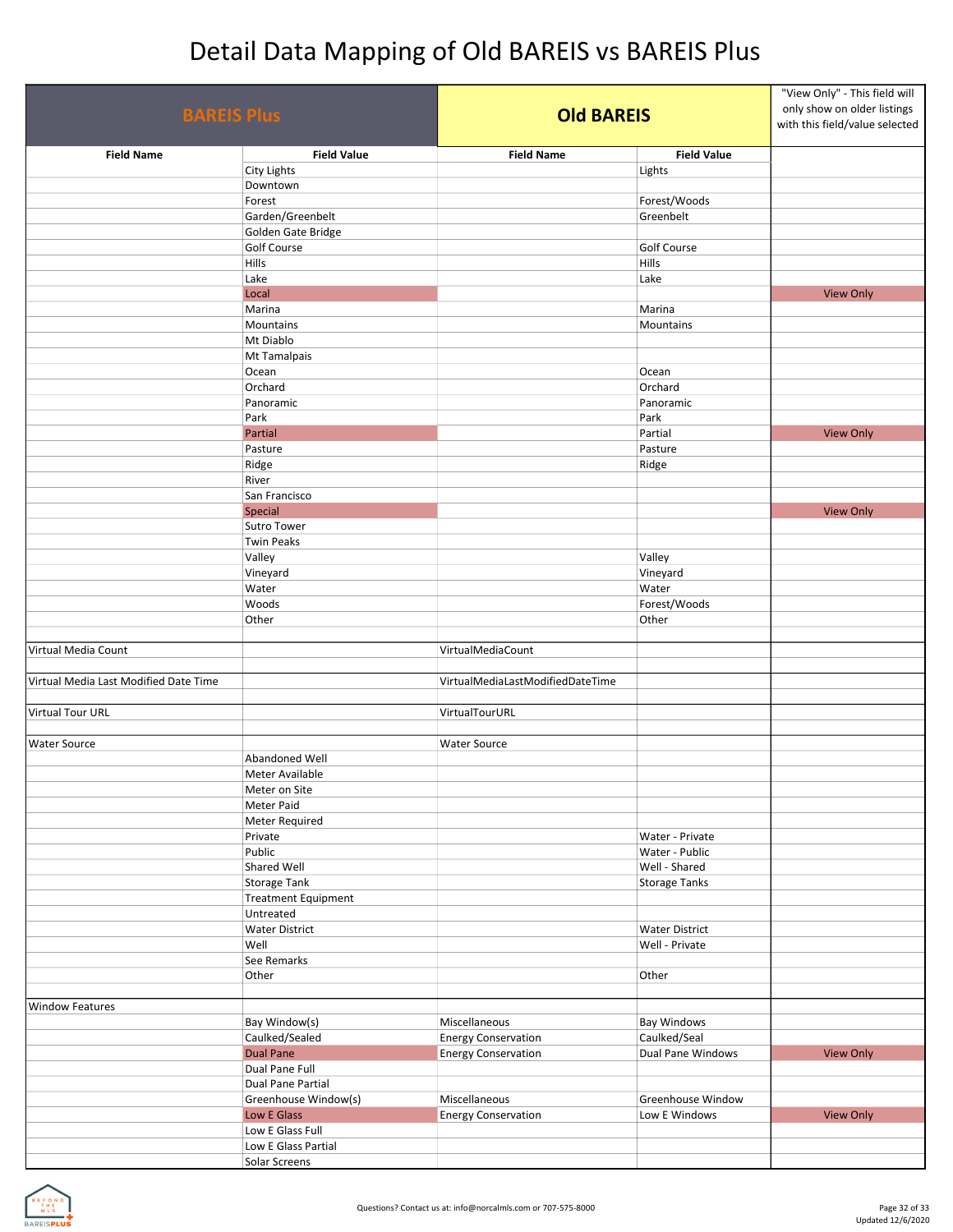# Detail Data Mapping of Old BAREIS vs BAREIS Plus

| BAREIS Plus | | Old BAREIS | | "View Only" - This field will only show on older listings with this field/value selected |
|---|---|---|---|---|
| **Field Name** | **Field Value** | **Field Name** | **Field Value** | |
| | City Lights | | Lights | |
| | Downtown | | | |
| | Forest | | Forest/Woods | |
| | Garden/Greenbelt | | Greenbelt | |
| | Golden Gate Bridge | | | |
| | Golf Course | | Golf Course | |
| | Hills | | Hills | |
| | Lake | | Lake | |
| | Local | | | View Only |
| | Marina | | Marina | |
| | Mountains | | Mountains | |
| | Mt Diablo | | | |
| | Mt Tamalpais | | | |
| | Ocean | | Ocean | |
| | Orchard | | Orchard | |
| | Panoramic | | Panoramic | |
| | Park | | Park | |
| | Partial | | Partial | View Only |
| | Pasture | | Pasture | |
| | Ridge | | Ridge | |
| | River | | | |
| | San Francisco | | | |
| | Special | | | View Only |
| | Sutro Tower | | | |
| | Twin Peaks | | | |
| | Valley | | Valley | |
| | Vineyard | | Vineyard | |
| | Water | | Water | |
| | Woods | | Forest/Woods | |
| | Other | | Other | |
| | | | | |
| Virtual Media Count | | VirtualMediaCount | | |
| | | | | |
| Virtual Media Last Modified Date Time | | VirtualMediaLastModifiedDateTime | | |
| | | | | |
| Virtual Tour URL | | VirtualTourURL | | |
| | | | | |
| Water Source | | Water Source | | |
| | Abandoned Well | | | |
| | Meter Available | | | |
| | Meter on Site | | | |
| | Meter Paid | | | |
| | Meter Required | | | |
| | Private | | Water - Private | |
| | Public | | Water - Public | |
| | Shared Well | | Well - Shared | |
| | Storage Tank | | Storage Tanks | |
| | Treatment Equipment | | | |
| | Untreated | | | |
| | Water District | | Water District | |
| | Well | | Well - Private | |
| | See Remarks | | | |
| | Other | | Other | |
| | | | | |
| Window Features | | | | |
| | Bay Window(s) | Miscellaneous | Bay Windows | |
| | Caulked/Sealed | Energy Conservation | Caulked/Seal | |
| | Dual Pane | Energy Conservation | Dual Pane Windows | View Only |
| | Dual Pane Full | | | |
| | Dual Pane Partial | | | |
| | Greenhouse Window(s) | Miscellaneous | Greenhouse Window | |
| | Low E Glass | Energy Conservation | Low E Windows | View Only |
| | Low E Glass Full | | | |
| | Low E Glass Partial | | | |
| | Solar Screens | | | |

Questions? Contact us at: info@norcalmls.com or 707-575-8000

Updated 12/6/2020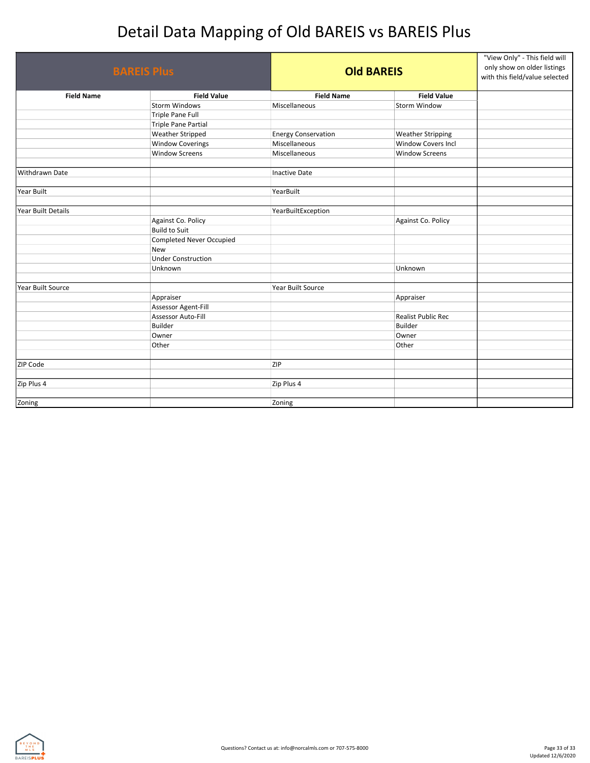# Detail Data Mapping of Old BAREIS vs BAREIS Plus

| BAREIS Plus | | Old BAREIS | | "View Only" - This field will only show on older listings with this field/value selected |
|---|---|---|---|---|
| **Field Name** | **Field Value** | **Field Name** | **Field Value** | |
| | Storm Windows | Miscellaneous | Storm Window | |
| | Triple Pane Full | | | |
| | Triple Pane Partial | | | |
| | Weather Stripped | Energy Conservation | Weather Stripping | |
| | Window Coverings | Miscellaneous | Window Covers Incl | |
| | Window Screens | Miscellaneous | Window Screens | |
| | | | | |
| Withdrawn Date | | Inactive Date | | |
| | | | | |
| Year Built | | YearBuilt | | |
| | | | | |
| Year Built Details | | YearBuiltException | | |
| | Against Co. Policy | | Against Co. Policy | |
| | Build to Suit | | | |
| | Completed Never Occupied | | | |
| | New | | | |
| | Under Construction | | | |
| | Unknown | | Unknown | |
| | | | | |
| Year Built Source | | Year Built Source | | |
| | Appraiser | | Appraiser | |
| | Assessor Agent-Fill | | | |
| | Assessor Auto-Fill | | Realist Public Rec | |
| | Builder | | Builder | |
| | Owner | | Owner | |
| | Other | | Other | |
| | | | | |
| ZIP Code | | ZIP | | |
| | | | | |
| Zip Plus 4 | | Zip Plus 4 | | |
| | | | | |
| Zoning | | Zoning | | |

Questions? Contact us at: info@norcalmls.com or 707-575-8000

Updated 12/6/2020